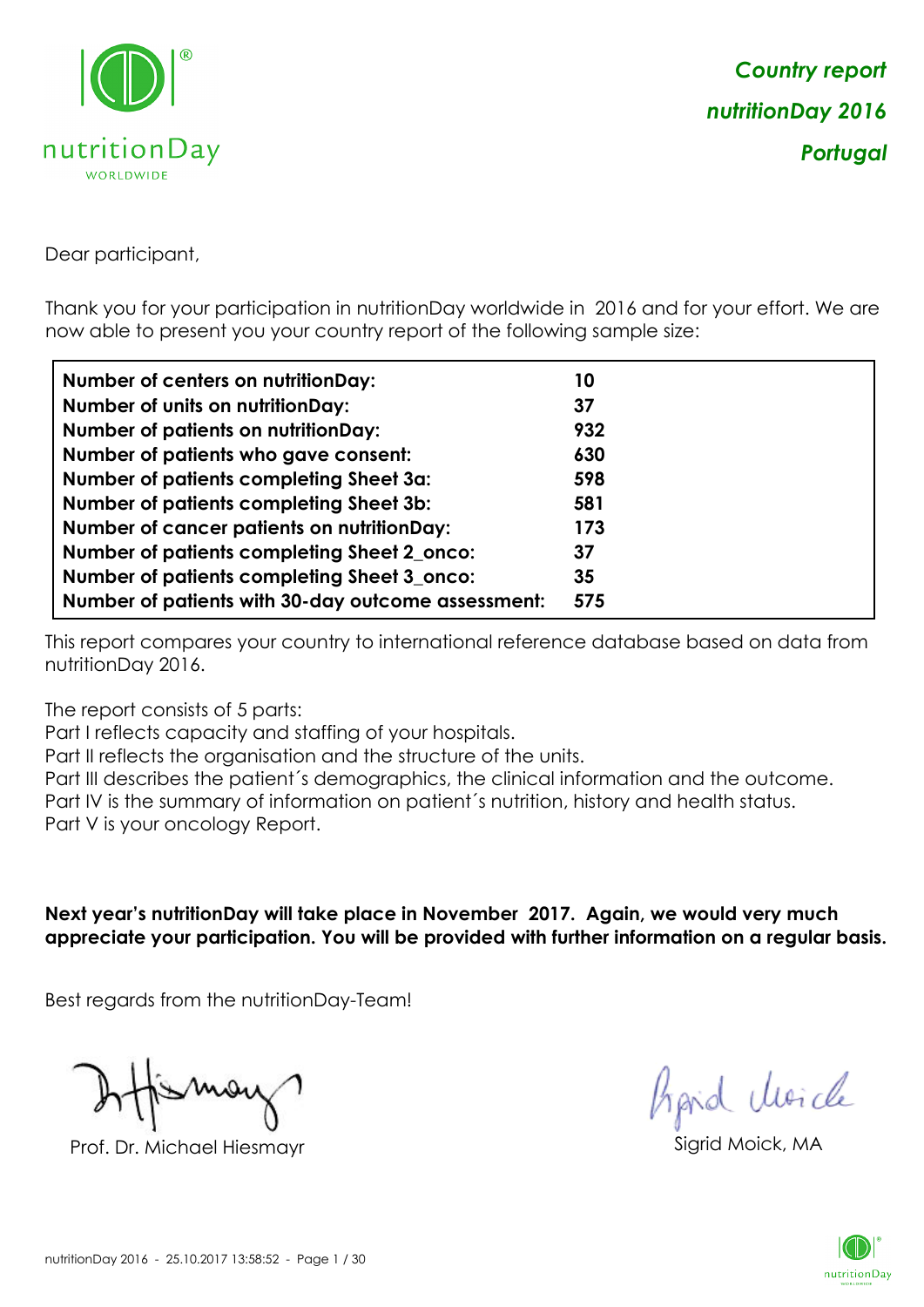*Country report*

*nutritionDay 2016*

*Portugal*

Dear participant,

Thank you for your participation in nutritionDay worldwide in 2016 and for your effort. We are now able to present you your country report of the following sample size:

| | |
|---|---|
| **Number of centers on nutritionDay:** | **10** |
| **Number of units on nutritionDay:** | **37** |
| **Number of patients on nutritionDay:** | **932** |
| **Number of patients who gave consent:** | **630** |
| **Number of patients completing Sheet 3a:** | **598** |
| **Number of patients completing Sheet 3b:** | **581** |
| **Number of cancer patients on nutritionDay:** | **173** |
| **Number of patients completing Sheet 2_onco:** | **37** |
| **Number of patients completing Sheet 3_onco:** | **35** |
| **Number of patients with 30-day outcome assessment:** | **575** |

This report compares your country to international reference database based on data from nutritionDay 2016.

The report consists of 5 parts:
Part I reflects capacity and staffing of your hospitals.
Part II reflects the organisation and the structure of the units.
Part III describes the patient´s demographics, the clinical information and the outcome.
Part IV is the summary of information on patient´s nutrition, history and health status.
Part V is your oncology Report.

**Next year's nutritionDay will take place in November 2017. Again, we would very much appreciate your participation. You will be provided with further information on a regular basis.**

Best regards from the nutritionDay-Team!

Prof. Dr. Michael Hiesmayr

Sigrid Moick, MA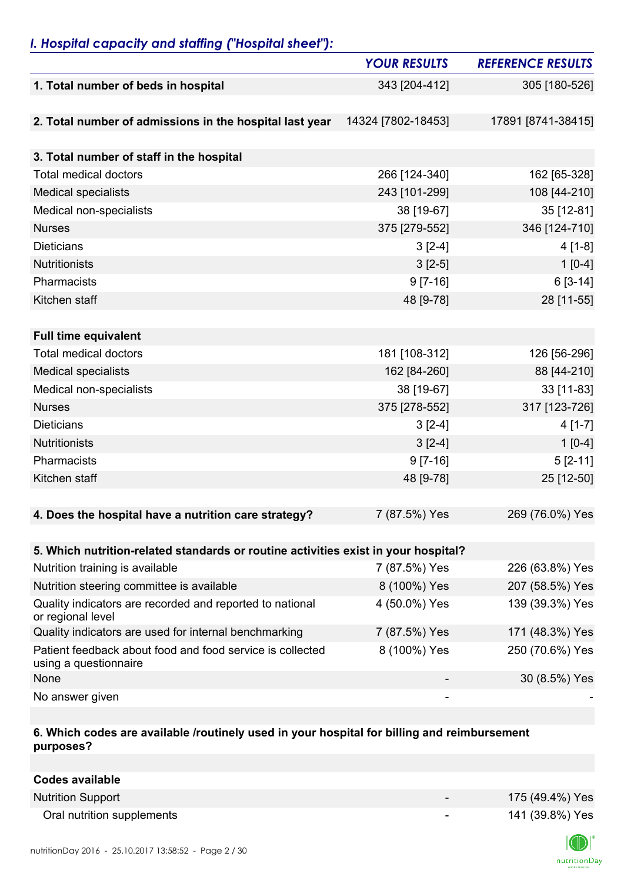## *I. Hospital capacity and staffing ("Hospital sheet"):*

| | *YOUR RESULTS* | *REFERENCE RESULTS* |
|---|---|---|
| **1. Total number of beds in hospital** | 343 [204-412] | 305 [180-526] |
| **2. Total number of admissions in the hospital last year** | 14324 [7802-18453] | 17891 [8741-38415] |
| **3. Total number of staff in the hospital** | | |
| Total medical doctors | 266 [124-340] | 162 [65-328] |
| Medical specialists | 243 [101-299] | 108 [44-210] |
| Medical non-specialists | 38 [19-67] | 35 [12-81] |
| Nurses | 375 [279-552] | 346 [124-710] |
| Dieticians | 3 [2-4] | 4 [1-8] |
| Nutritionists | 3 [2-5] | 1 [0-4] |
| Pharmacists | 9 [7-16] | 6 [3-14] |
| Kitchen staff | 48 [9-78] | 28 [11-55] |
| **Full time equivalent** | | |
| Total medical doctors | 181 [108-312] | 126 [56-296] |
| Medical specialists | 162 [84-260] | 88 [44-210] |
| Medical non-specialists | 38 [19-67] | 33 [11-83] |
| Nurses | 375 [278-552] | 317 [123-726] |
| Dieticians | 3 [2-4] | 4 [1-7] |
| Nutritionists | 3 [2-4] | 1 [0-4] |
| Pharmacists | 9 [7-16] | 5 [2-11] |
| Kitchen staff | 48 [9-78] | 25 [12-50] |
| **4. Does the hospital have a nutrition care strategy?** | 7 (87.5%) Yes | 269 (76.0%) Yes |
| **5. Which nutrition-related standards or routine activities exist in your hospital?** | | |
| Nutrition training is available | 7 (87.5%) Yes | 226 (63.8%) Yes |
| Nutrition steering committee is available | 8 (100%) Yes | 207 (58.5%) Yes |
| Quality indicators are recorded and reported to national or regional level | 4 (50.0%) Yes | 139 (39.3%) Yes |
| Quality indicators are used for internal benchmarking | 7 (87.5%) Yes | 171 (48.3%) Yes |
| Patient feedback about food and food service is collected using a questionnaire | 8 (100%) Yes | 250 (70.6%) Yes |
| None | - | 30 (8.5%) Yes |
| No answer given | - | - |
| **6. Which codes are available /routinely used in your hospital for billing and reimbursement purposes?** | | |
| **Codes available** | | |
| Nutrition Support | - | 175 (49.4%) Yes |
| Oral nutrition supplements | - | 141 (39.8%) Yes |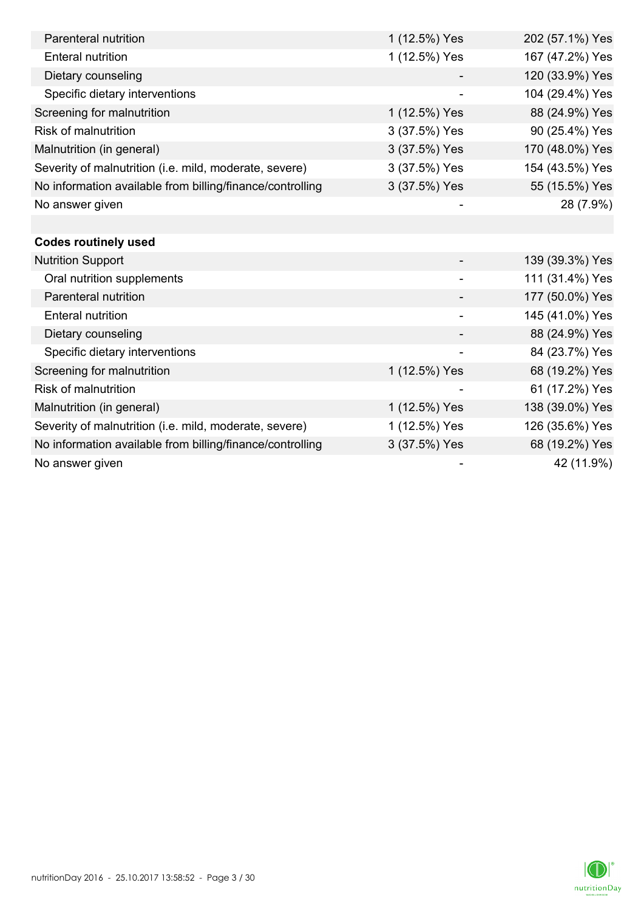| | | |
|---|---|---|
| Parenteral nutrition | 1 (12.5%) Yes | 202 (57.1%) Yes |
| Enteral nutrition | 1 (12.5%) Yes | 167 (47.2%) Yes |
| Dietary counseling | - | 120 (33.9%) Yes |
| Specific dietary interventions | - | 104 (29.4%) Yes |
| Screening for malnutrition | 1 (12.5%) Yes | 88 (24.9%) Yes |
| Risk of malnutrition | 3 (37.5%) Yes | 90 (25.4%) Yes |
| Malnutrition (in general) | 3 (37.5%) Yes | 170 (48.0%) Yes |
| Severity of malnutrition (i.e. mild, moderate, severe) | 3 (37.5%) Yes | 154 (43.5%) Yes |
| No information available from billing/finance/controlling | 3 (37.5%) Yes | 55 (15.5%) Yes |
| No answer given | - | 28 (7.9%) |
| | | |
| **Codes routinely used** | | |
| Nutrition Support | - | 139 (39.3%) Yes |
| Oral nutrition supplements | - | 111 (31.4%) Yes |
| Parenteral nutrition | - | 177 (50.0%) Yes |
| Enteral nutrition | - | 145 (41.0%) Yes |
| Dietary counseling | - | 88 (24.9%) Yes |
| Specific dietary interventions | - | 84 (23.7%) Yes |
| Screening for malnutrition | 1 (12.5%) Yes | 68 (19.2%) Yes |
| Risk of malnutrition | - | 61 (17.2%) Yes |
| Malnutrition (in general) | 1 (12.5%) Yes | 138 (39.0%) Yes |
| Severity of malnutrition (i.e. mild, moderate, severe) | 1 (12.5%) Yes | 126 (35.6%) Yes |
| No information available from billing/finance/controlling | 3 (37.5%) Yes | 68 (19.2%) Yes |
| No answer given | - | 42 (11.9%) |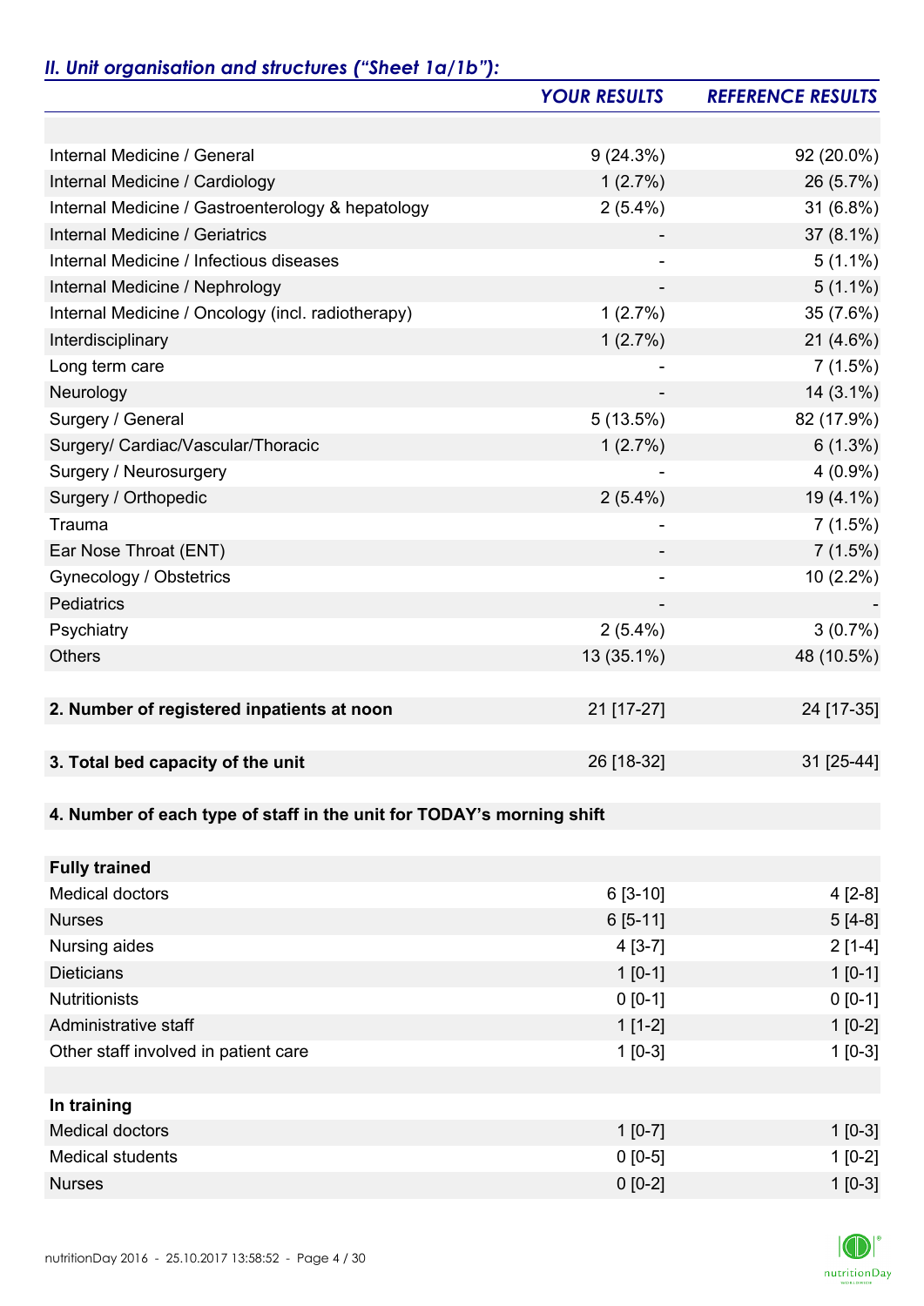## *II. Unit organisation and structures ("Sheet 1a/1b"):*

| | *YOUR RESULTS* | *REFERENCE RESULTS* |
|---|---|---|
| | | |
| Internal Medicine / General | 9 (24.3%) | 92 (20.0%) |
| Internal Medicine / Cardiology | 1 (2.7%) | 26 (5.7%) |
| Internal Medicine / Gastroenterology & hepatology | 2 (5.4%) | 31 (6.8%) |
| Internal Medicine / Geriatrics | - | 37 (8.1%) |
| Internal Medicine / Infectious diseases | - | 5 (1.1%) |
| Internal Medicine / Nephrology | - | 5 (1.1%) |
| Internal Medicine / Oncology (incl. radiotherapy) | 1 (2.7%) | 35 (7.6%) |
| Interdisciplinary | 1 (2.7%) | 21 (4.6%) |
| Long term care | - | 7 (1.5%) |
| Neurology | - | 14 (3.1%) |
| Surgery / General | 5 (13.5%) | 82 (17.9%) |
| Surgery/ Cardiac/Vascular/Thoracic | 1 (2.7%) | 6 (1.3%) |
| Surgery / Neurosurgery | - | 4 (0.9%) |
| Surgery / Orthopedic | 2 (5.4%) | 19 (4.1%) |
| Trauma | - | 7 (1.5%) |
| Ear Nose Throat (ENT) | - | 7 (1.5%) |
| Gynecology / Obstetrics | - | 10 (2.2%) |
| Pediatrics | - | - |
| Psychiatry | 2 (5.4%) | 3 (0.7%) |
| Others | 13 (35.1%) | 48 (10.5%) |
| | | |
| **2. Number of registered inpatients at noon** | 21 [17-27] | 24 [17-35] |
| | | |
| **3. Total bed capacity of the unit** | 26 [18-32] | 31 [25-44] |
| | | |
| **4. Number of each type of staff in the unit for TODAY's morning shift** | | |
| | | |
| **Fully trained** | | |
| Medical doctors | 6 [3-10] | 4 [2-8] |
| Nurses | 6 [5-11] | 5 [4-8] |
| Nursing aides | 4 [3-7] | 2 [1-4] |
| Dieticians | 1 [0-1] | 1 [0-1] |
| Nutritionists | 0 [0-1] | 0 [0-1] |
| Administrative staff | 1 [1-2] | 1 [0-2] |
| Other staff involved in patient care | 1 [0-3] | 1 [0-3] |
| | | |
| **In training** | | |
| Medical doctors | 1 [0-7] | 1 [0-3] |
| Medical students | 0 [0-5] | 1 [0-2] |
| Nurses | 0 [0-2] | 1 [0-3] |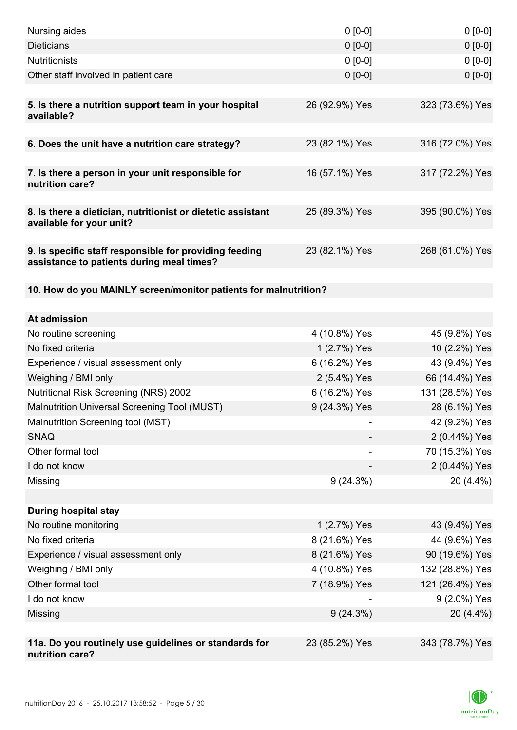| | | |
|---|---|---|
| Nursing aides | 0 [0-0] | 0 [0-0] |
| Dieticians | 0 [0-0] | 0 [0-0] |
| Nutritionists | 0 [0-0] | 0 [0-0] |
| Other staff involved in patient care | 0 [0-0] | 0 [0-0] |
| | | |
| **5. Is there a nutrition support team in your hospital available?** | 26 (92.9%) Yes | 323 (73.6%) Yes |
| | | |
| **6. Does the unit have a nutrition care strategy?** | 23 (82.1%) Yes | 316 (72.0%) Yes |
| | | |
| **7. Is there a person in your unit responsible for nutrition care?** | 16 (57.1%) Yes | 317 (72.2%) Yes |
| | | |
| **8. Is there a dietician, nutritionist or dietetic assistant available for your unit?** | 25 (89.3%) Yes | 395 (90.0%) Yes |
| | | |
| **9. Is specific staff responsible for providing feeding assistance to patients during meal times?** | 23 (82.1%) Yes | 268 (61.0%) Yes |
| | | |
| **10. How do you MAINLY screen/monitor patients for malnutrition?** | | |
| | | |
| **At admission** | | |
| No routine screening | 4 (10.8%) Yes | 45 (9.8%) Yes |
| No fixed criteria | 1 (2.7%) Yes | 10 (2.2%) Yes |
| Experience / visual assessment only | 6 (16.2%) Yes | 43 (9.4%) Yes |
| Weighing / BMI only | 2 (5.4%) Yes | 66 (14.4%) Yes |
| Nutritional Risk Screening (NRS) 2002 | 6 (16.2%) Yes | 131 (28.5%) Yes |
| Malnutrition Universal Screening Tool (MUST) | 9 (24.3%) Yes | 28 (6.1%) Yes |
| Malnutrition Screening tool (MST) | - | 42 (9.2%) Yes |
| SNAQ | - | 2 (0.44%) Yes |
| Other formal tool | - | 70 (15.3%) Yes |
| I do not know | - | 2 (0.44%) Yes |
| Missing | 9 (24.3%) | 20 (4.4%) |
| | | |
| **During hospital stay** | | |
| No routine monitoring | 1 (2.7%) Yes | 43 (9.4%) Yes |
| No fixed criteria | 8 (21.6%) Yes | 44 (9.6%) Yes |
| Experience / visual assessment only | 8 (21.6%) Yes | 90 (19.6%) Yes |
| Weighing / BMI only | 4 (10.8%) Yes | 132 (28.8%) Yes |
| Other formal tool | 7 (18.9%) Yes | 121 (26.4%) Yes |
| I do not know | - | 9 (2.0%) Yes |
| Missing | 9 (24.3%) | 20 (4.4%) |
| | | |
| **11a. Do you routinely use guidelines or standards for nutrition care?** | 23 (85.2%) Yes | 343 (78.7%) Yes |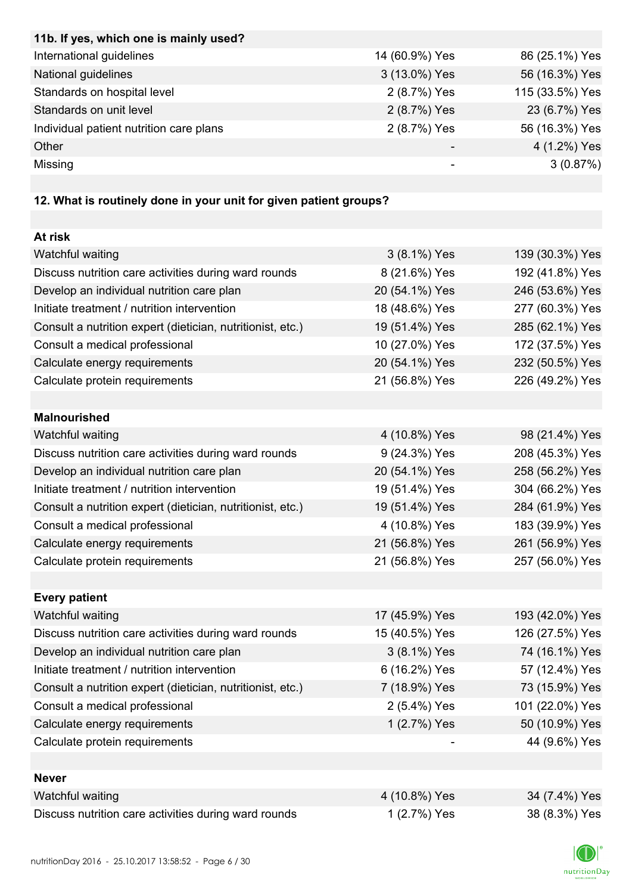| 11b. If yes, which one is mainly used? | | |
|---|---|---|
| International guidelines | 14 (60.9%) Yes | 86 (25.1%) Yes |
| National guidelines | 3 (13.0%) Yes | 56 (16.3%) Yes |
| Standards on hospital level | 2 (8.7%) Yes | 115 (33.5%) Yes |
| Standards on unit level | 2 (8.7%) Yes | 23 (6.7%) Yes |
| Individual patient nutrition care plans | 2 (8.7%) Yes | 56 (16.3%) Yes |
| Other | - | 4 (1.2%) Yes |
| Missing | - | 3 (0.87%) |

**12. What is routinely done in your unit for given patient groups?**

| **At risk** | | |
|---|---|---|
| Watchful waiting | 3 (8.1%) Yes | 139 (30.3%) Yes |
| Discuss nutrition care activities during ward rounds | 8 (21.6%) Yes | 192 (41.8%) Yes |
| Develop an individual nutrition care plan | 20 (54.1%) Yes | 246 (53.6%) Yes |
| Initiate treatment / nutrition intervention | 18 (48.6%) Yes | 277 (60.3%) Yes |
| Consult a nutrition expert (dietician, nutritionist, etc.) | 19 (51.4%) Yes | 285 (62.1%) Yes |
| Consult a medical professional | 10 (27.0%) Yes | 172 (37.5%) Yes |
| Calculate energy requirements | 20 (54.1%) Yes | 232 (50.5%) Yes |
| Calculate protein requirements | 21 (56.8%) Yes | 226 (49.2%) Yes |
| **Malnourished** | | |
| Watchful waiting | 4 (10.8%) Yes | 98 (21.4%) Yes |
| Discuss nutrition care activities during ward rounds | 9 (24.3%) Yes | 208 (45.3%) Yes |
| Develop an individual nutrition care plan | 20 (54.1%) Yes | 258 (56.2%) Yes |
| Initiate treatment / nutrition intervention | 19 (51.4%) Yes | 304 (66.2%) Yes |
| Consult a nutrition expert (dietician, nutritionist, etc.) | 19 (51.4%) Yes | 284 (61.9%) Yes |
| Consult a medical professional | 4 (10.8%) Yes | 183 (39.9%) Yes |
| Calculate energy requirements | 21 (56.8%) Yes | 261 (56.9%) Yes |
| Calculate protein requirements | 21 (56.8%) Yes | 257 (56.0%) Yes |
| **Every patient** | | |
| Watchful waiting | 17 (45.9%) Yes | 193 (42.0%) Yes |
| Discuss nutrition care activities during ward rounds | 15 (40.5%) Yes | 126 (27.5%) Yes |
| Develop an individual nutrition care plan | 3 (8.1%) Yes | 74 (16.1%) Yes |
| Initiate treatment / nutrition intervention | 6 (16.2%) Yes | 57 (12.4%) Yes |
| Consult a nutrition expert (dietician, nutritionist, etc.) | 7 (18.9%) Yes | 73 (15.9%) Yes |
| Consult a medical professional | 2 (5.4%) Yes | 101 (22.0%) Yes |
| Calculate energy requirements | 1 (2.7%) Yes | 50 (10.9%) Yes |
| Calculate protein requirements | - | 44 (9.6%) Yes |
| **Never** | | |
| Watchful waiting | 4 (10.8%) Yes | 34 (7.4%) Yes |
| Discuss nutrition care activities during ward rounds | 1 (2.7%) Yes | 38 (8.3%) Yes |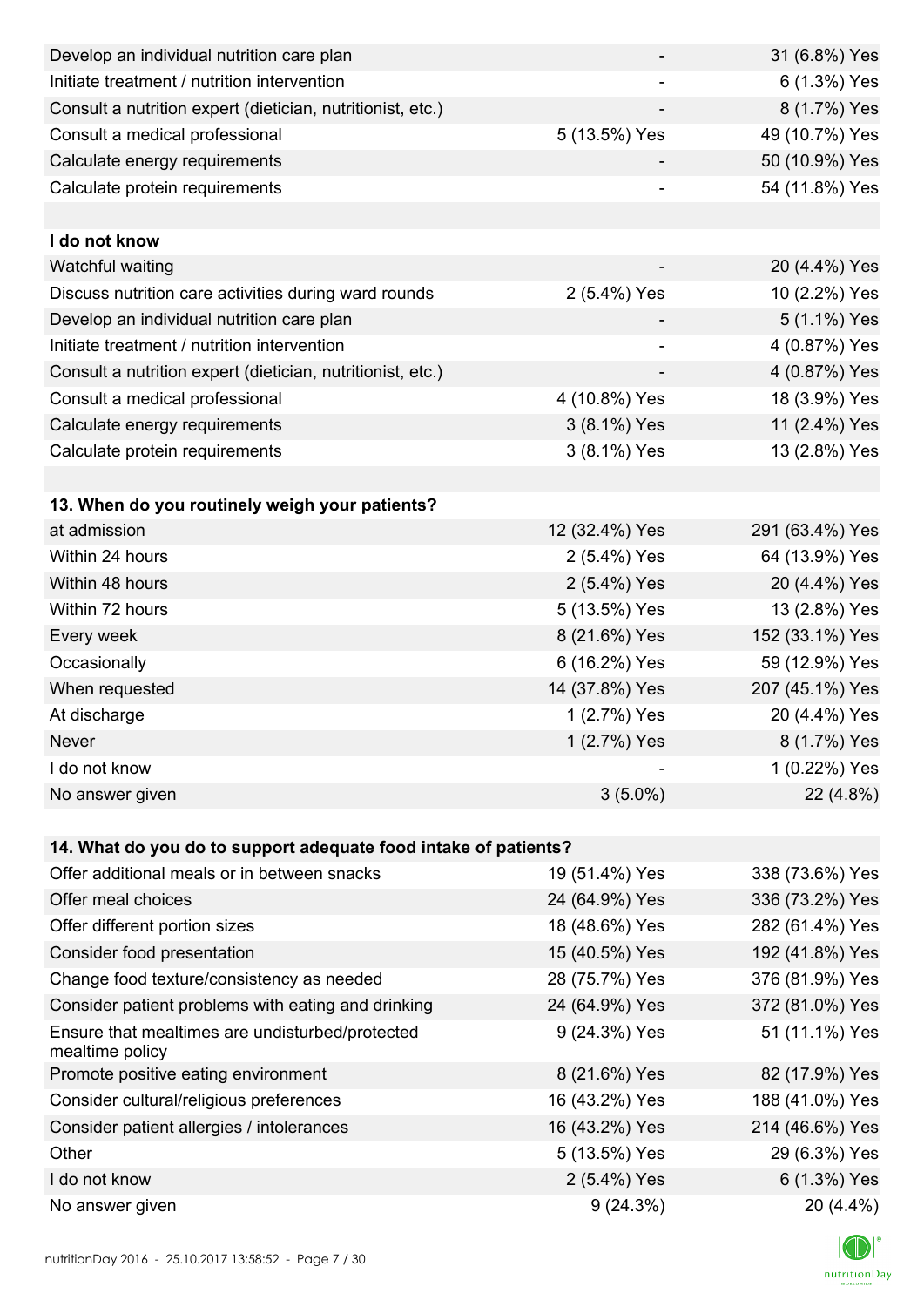| | | |
|---|---|---|
| Develop an individual nutrition care plan | - | 31 (6.8%) Yes |
| Initiate treatment / nutrition intervention | - | 6 (1.3%) Yes |
| Consult a nutrition expert (dietician, nutritionist, etc.) | - | 8 (1.7%) Yes |
| Consult a medical professional | 5 (13.5%) Yes | 49 (10.7%) Yes |
| Calculate energy requirements | - | 50 (10.9%) Yes |
| Calculate protein requirements | - | 54 (11.8%) Yes |
| | | |
| **I do not know** | | |
| Watchful waiting | - | 20 (4.4%) Yes |
| Discuss nutrition care activities during ward rounds | 2 (5.4%) Yes | 10 (2.2%) Yes |
| Develop an individual nutrition care plan | - | 5 (1.1%) Yes |
| Initiate treatment / nutrition intervention | - | 4 (0.87%) Yes |
| Consult a nutrition expert (dietician, nutritionist, etc.) | - | 4 (0.87%) Yes |
| Consult a medical professional | 4 (10.8%) Yes | 18 (3.9%) Yes |
| Calculate energy requirements | 3 (8.1%) Yes | 11 (2.4%) Yes |
| Calculate protein requirements | 3 (8.1%) Yes | 13 (2.8%) Yes |
| | | |
| **13. When do you routinely weigh your patients?** | | |
| at admission | 12 (32.4%) Yes | 291 (63.4%) Yes |
| Within 24 hours | 2 (5.4%) Yes | 64 (13.9%) Yes |
| Within 48 hours | 2 (5.4%) Yes | 20 (4.4%) Yes |
| Within 72 hours | 5 (13.5%) Yes | 13 (2.8%) Yes |
| Every week | 8 (21.6%) Yes | 152 (33.1%) Yes |
| Occasionally | 6 (16.2%) Yes | 59 (12.9%) Yes |
| When requested | 14 (37.8%) Yes | 207 (45.1%) Yes |
| At discharge | 1 (2.7%) Yes | 20 (4.4%) Yes |
| Never | 1 (2.7%) Yes | 8 (1.7%) Yes |
| I do not know | - | 1 (0.22%) Yes |
| No answer given | 3 (5.0%) | 22 (4.8%) |
| | | |
| **14. What do you do to support adequate food intake of patients?** | | |
| Offer additional meals or in between snacks | 19 (51.4%) Yes | 338 (73.6%) Yes |
| Offer meal choices | 24 (64.9%) Yes | 336 (73.2%) Yes |
| Offer different portion sizes | 18 (48.6%) Yes | 282 (61.4%) Yes |
| Consider food presentation | 15 (40.5%) Yes | 192 (41.8%) Yes |
| Change food texture/consistency as needed | 28 (75.7%) Yes | 376 (81.9%) Yes |
| Consider patient problems with eating and drinking | 24 (64.9%) Yes | 372 (81.0%) Yes |
| Ensure that mealtimes are undisturbed/protected mealtime policy | 9 (24.3%) Yes | 51 (11.1%) Yes |
| Promote positive eating environment | 8 (21.6%) Yes | 82 (17.9%) Yes |
| Consider cultural/religious preferences | 16 (43.2%) Yes | 188 (41.0%) Yes |
| Consider patient allergies / intolerances | 16 (43.2%) Yes | 214 (46.6%) Yes |
| Other | 5 (13.5%) Yes | 29 (6.3%) Yes |
| I do not know | 2 (5.4%) Yes | 6 (1.3%) Yes |
| No answer given | 9 (24.3%) | 20 (4.4%) |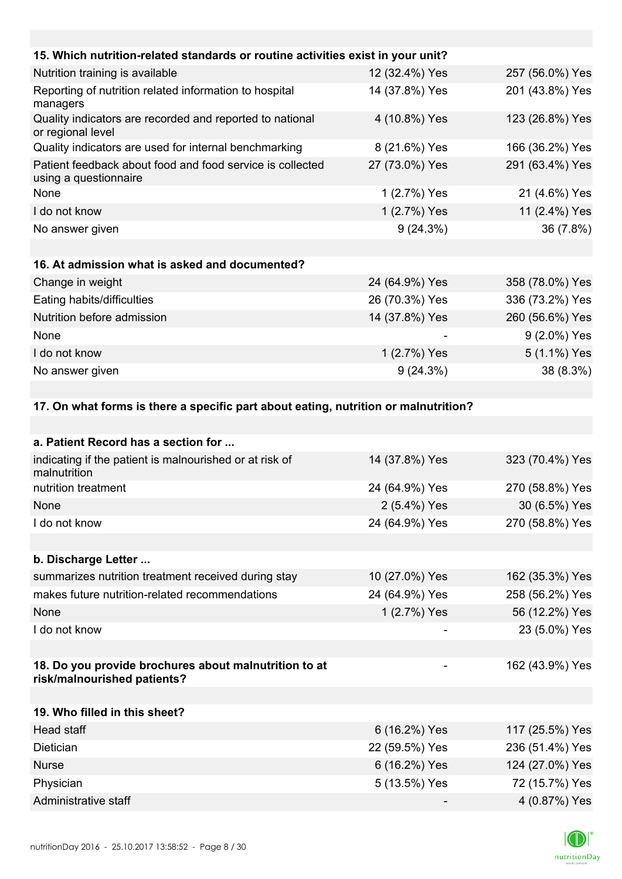| 15. Which nutrition-related standards or routine activities exist in your unit? | | |
|---|---|---|
| Nutrition training is available | 12 (32.4%) Yes | 257 (56.0%) Yes |
| Reporting of nutrition related information to hospital managers | 14 (37.8%) Yes | 201 (43.8%) Yes |
| Quality indicators are recorded and reported to national or regional level | 4 (10.8%) Yes | 123 (26.8%) Yes |
| Quality indicators are used for internal benchmarking | 8 (21.6%) Yes | 166 (36.2%) Yes |
| Patient feedback about food and food service is collected using a questionnaire | 27 (73.0%) Yes | 291 (63.4%) Yes |
| None | 1 (2.7%) Yes | 21 (4.6%) Yes |
| I do not know | 1 (2.7%) Yes | 11 (2.4%) Yes |
| No answer given | 9 (24.3%) | 36 (7.8%) |

| 16. At admission what is asked and documented? | | |
|---|---|---|
| Change in weight | 24 (64.9%) Yes | 358 (78.0%) Yes |
| Eating habits/difficulties | 26 (70.3%) Yes | 336 (73.2%) Yes |
| Nutrition before admission | 14 (37.8%) Yes | 260 (56.6%) Yes |
| None | - | 9 (2.0%) Yes |
| I do not know | 1 (2.7%) Yes | 5 (1.1%) Yes |
| No answer given | 9 (24.3%) | 38 (8.3%) |

**17. On what forms is there a specific part about eating, nutrition or malnutrition?**

| a. Patient Record has a section for ... | | |
|---|---|---|
| indicating if the patient is malnourished or at risk of malnutrition | 14 (37.8%) Yes | 323 (70.4%) Yes |
| nutrition treatment | 24 (64.9%) Yes | 270 (58.8%) Yes |
| None | 2 (5.4%) Yes | 30 (6.5%) Yes |
| I do not know | 24 (64.9%) Yes | 270 (58.8%) Yes |

| b. Discharge Letter ... | | |
|---|---|---|
| summarizes nutrition treatment received during stay | 10 (27.0%) Yes | 162 (35.3%) Yes |
| makes future nutrition-related recommendations | 24 (64.9%) Yes | 258 (56.2%) Yes |
| None | 1 (2.7%) Yes | 56 (12.2%) Yes |
| I do not know | - | 23 (5.0%) Yes |

| 18. Do you provide brochures about malnutrition to at risk/malnourished patients? | - | 162 (43.9%) Yes |
|---|---|---|

| 19. Who filled in this sheet? | | |
|---|---|---|
| Head staff | 6 (16.2%) Yes | 117 (25.5%) Yes |
| Dietician | 22 (59.5%) Yes | 236 (51.4%) Yes |
| Nurse | 6 (16.2%) Yes | 124 (27.0%) Yes |
| Physician | 5 (13.5%) Yes | 72 (15.7%) Yes |
| Administrative staff | - | 4 (0.87%) Yes |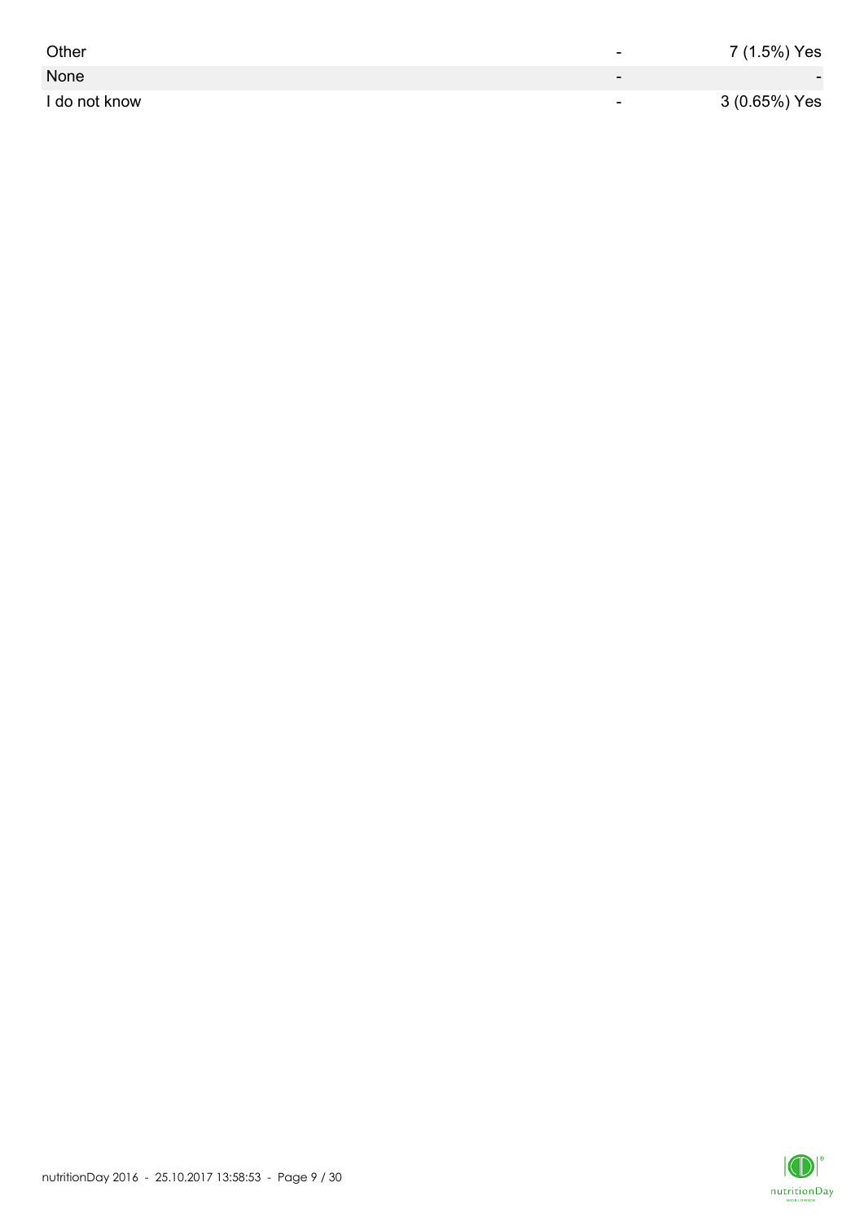| | | |
|---|---|---|
| Other | - | 7 (1.5%) Yes |
| None | - | - |
| I do not know | - | 3 (0.65%) Yes |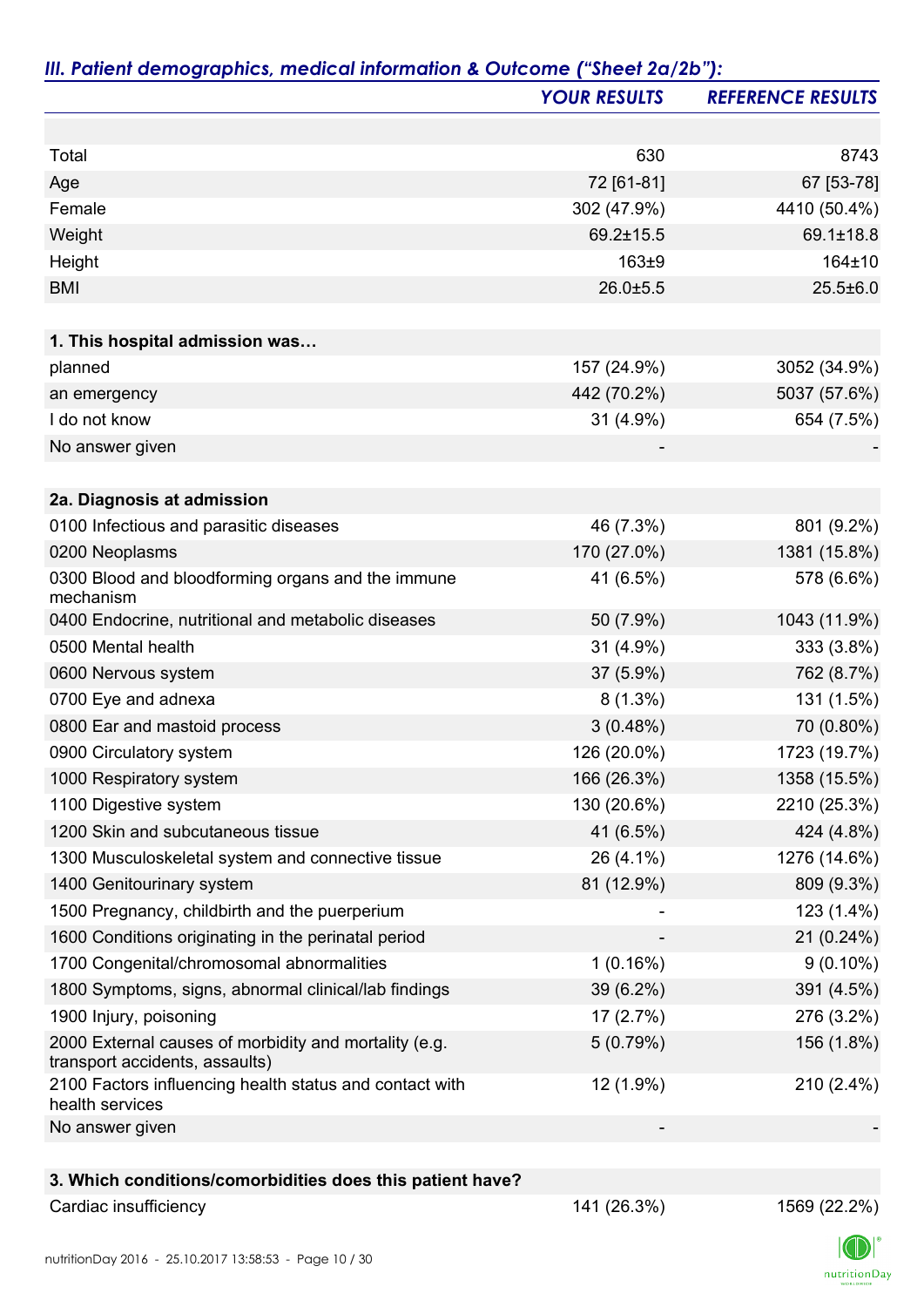## *III. Patient demographics, medical information & Outcome ("Sheet 2a/2b"):*

| | *YOUR RESULTS* | *REFERENCE RESULTS* |
|---|---|---|
| | | |
| Total | 630 | 8743 |
| Age | 72 [61-81] | 67 [53-78] |
| Female | 302 (47.9%) | 4410 (50.4%) |
| Weight | 69.2±15.5 | 69.1±18.8 |
| Height | 163±9 | 164±10 |
| BMI | 26.0±5.5 | 25.5±6.0 |
| | | |
| **1. This hospital admission was…** | | |
| planned | 157 (24.9%) | 3052 (34.9%) |
| an emergency | 442 (70.2%) | 5037 (57.6%) |
| I do not know | 31 (4.9%) | 654 (7.5%) |
| No answer given | - | - |
| | | |
| **2a. Diagnosis at admission** | | |
| 0100 Infectious and parasitic diseases | 46 (7.3%) | 801 (9.2%) |
| 0200 Neoplasms | 170 (27.0%) | 1381 (15.8%) |
| 0300 Blood and bloodforming organs and the immune mechanism | 41 (6.5%) | 578 (6.6%) |
| 0400 Endocrine, nutritional and metabolic diseases | 50 (7.9%) | 1043 (11.9%) |
| 0500 Mental health | 31 (4.9%) | 333 (3.8%) |
| 0600 Nervous system | 37 (5.9%) | 762 (8.7%) |
| 0700 Eye and adnexa | 8 (1.3%) | 131 (1.5%) |
| 0800 Ear and mastoid process | 3 (0.48%) | 70 (0.80%) |
| 0900 Circulatory system | 126 (20.0%) | 1723 (19.7%) |
| 1000 Respiratory system | 166 (26.3%) | 1358 (15.5%) |
| 1100 Digestive system | 130 (20.6%) | 2210 (25.3%) |
| 1200 Skin and subcutaneous tissue | 41 (6.5%) | 424 (4.8%) |
| 1300 Musculoskeletal system and connective tissue | 26 (4.1%) | 1276 (14.6%) |
| 1400 Genitourinary system | 81 (12.9%) | 809 (9.3%) |
| 1500 Pregnancy, childbirth and the puerperium | - | 123 (1.4%) |
| 1600 Conditions originating in the perinatal period | - | 21 (0.24%) |
| 1700 Congenital/chromosomal abnormalities | 1 (0.16%) | 9 (0.10%) |
| 1800 Symptoms, signs, abnormal clinical/lab findings | 39 (6.2%) | 391 (4.5%) |
| 1900 Injury, poisoning | 17 (2.7%) | 276 (3.2%) |
| 2000 External causes of morbidity and mortality (e.g. transport accidents, assaults) | 5 (0.79%) | 156 (1.8%) |
| 2100 Factors influencing health status and contact with health services | 12 (1.9%) | 210 (2.4%) |
| No answer given | - | - |
| | | |
| **3. Which conditions/comorbidities does this patient have?** | | |
| Cardiac insufficiency | 141 (26.3%) | 1569 (22.2%) |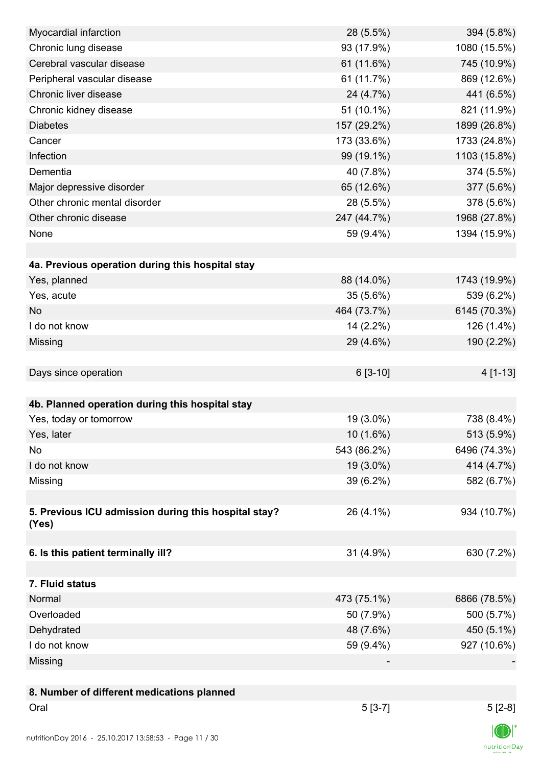| | | |
|---|---|---|
| Myocardial infarction | 28 (5.5%) | 394 (5.8%) |
| Chronic lung disease | 93 (17.9%) | 1080 (15.5%) |
| Cerebral vascular disease | 61 (11.6%) | 745 (10.9%) |
| Peripheral vascular disease | 61 (11.7%) | 869 (12.6%) |
| Chronic liver disease | 24 (4.7%) | 441 (6.5%) |
| Chronic kidney disease | 51 (10.1%) | 821 (11.9%) |
| Diabetes | 157 (29.2%) | 1899 (26.8%) |
| Cancer | 173 (33.6%) | 1733 (24.8%) |
| Infection | 99 (19.1%) | 1103 (15.8%) |
| Dementia | 40 (7.8%) | 374 (5.5%) |
| Major depressive disorder | 65 (12.6%) | 377 (5.6%) |
| Other chronic mental disorder | 28 (5.5%) | 378 (5.6%) |
| Other chronic disease | 247 (44.7%) | 1968 (27.8%) |
| None | 59 (9.4%) | 1394 (15.9%) |
| | | |
| **4a. Previous operation during this hospital stay** | | |
| Yes, planned | 88 (14.0%) | 1743 (19.9%) |
| Yes, acute | 35 (5.6%) | 539 (6.2%) |
| No | 464 (73.7%) | 6145 (70.3%) |
| I do not know | 14 (2.2%) | 126 (1.4%) |
| Missing | 29 (4.6%) | 190 (2.2%) |
| | | |
| Days since operation | 6 [3-10] | 4 [1-13] |
| | | |
| **4b. Planned operation during this hospital stay** | | |
| Yes, today or tomorrow | 19 (3.0%) | 738 (8.4%) |
| Yes, later | 10 (1.6%) | 513 (5.9%) |
| No | 543 (86.2%) | 6496 (74.3%) |
| I do not know | 19 (3.0%) | 414 (4.7%) |
| Missing | 39 (6.2%) | 582 (6.7%) |
| | | |
| **5. Previous ICU admission during this hospital stay? (Yes)** | 26 (4.1%) | 934 (10.7%) |
| | | |
| **6. Is this patient terminally ill?** | 31 (4.9%) | 630 (7.2%) |
| | | |
| **7. Fluid status** | | |
| Normal | 473 (75.1%) | 6866 (78.5%) |
| Overloaded | 50 (7.9%) | 500 (5.7%) |
| Dehydrated | 48 (7.6%) | 450 (5.1%) |
| I do not know | 59 (9.4%) | 927 (10.6%) |
| Missing | - | - |
| | | |
| **8. Number of different medications planned** | | |
| Oral | 5 [3-7] | 5 [2-8] |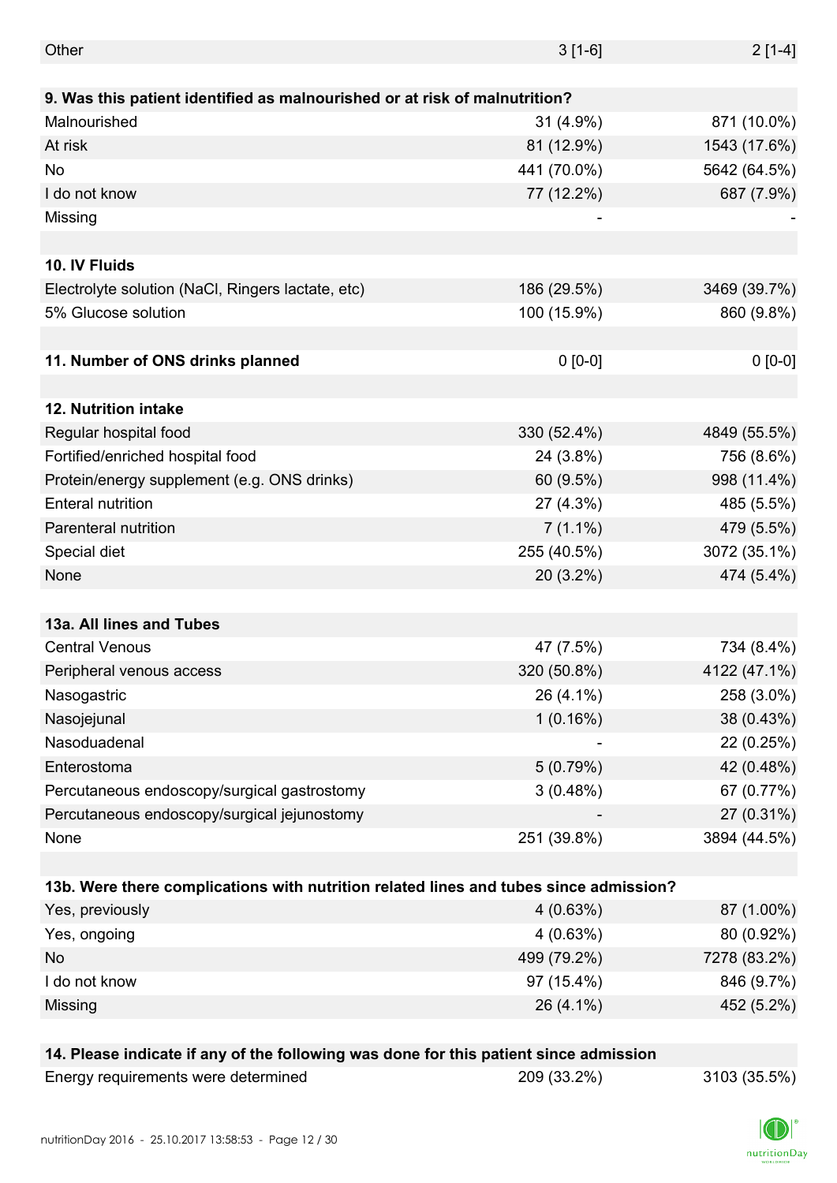| | | |
|---|---|---|
| Other | 3 [1-6] | 2 [1-4] |
| | | |
| **9. Was this patient identified as malnourished or at risk of malnutrition?** | | |
| Malnourished | 31 (4.9%) | 871 (10.0%) |
| At risk | 81 (12.9%) | 1543 (17.6%) |
| No | 441 (70.0%) | 5642 (64.5%) |
| I do not know | 77 (12.2%) | 687 (7.9%) |
| Missing | - | - |
| | | |
| **10. IV Fluids** | | |
| Electrolyte solution (NaCl, Ringers lactate, etc) | 186 (29.5%) | 3469 (39.7%) |
| 5% Glucose solution | 100 (15.9%) | 860 (9.8%) |
| | | |
| **11. Number of ONS drinks planned** | 0 [0-0] | 0 [0-0] |
| | | |
| **12. Nutrition intake** | | |
| Regular hospital food | 330 (52.4%) | 4849 (55.5%) |
| Fortified/enriched hospital food | 24 (3.8%) | 756 (8.6%) |
| Protein/energy supplement (e.g. ONS drinks) | 60 (9.5%) | 998 (11.4%) |
| Enteral nutrition | 27 (4.3%) | 485 (5.5%) |
| Parenteral nutrition | 7 (1.1%) | 479 (5.5%) |
| Special diet | 255 (40.5%) | 3072 (35.1%) |
| None | 20 (3.2%) | 474 (5.4%) |
| | | |
| **13a. All lines and Tubes** | | |
| Central Venous | 47 (7.5%) | 734 (8.4%) |
| Peripheral venous access | 320 (50.8%) | 4122 (47.1%) |
| Nasogastric | 26 (4.1%) | 258 (3.0%) |
| Nasojejunal | 1 (0.16%) | 38 (0.43%) |
| Nasoduadenal | - | 22 (0.25%) |
| Enterostoma | 5 (0.79%) | 42 (0.48%) |
| Percutaneous endoscopy/surgical gastrostomy | 3 (0.48%) | 67 (0.77%) |
| Percutaneous endoscopy/surgical jejunostomy | - | 27 (0.31%) |
| None | 251 (39.8%) | 3894 (44.5%) |
| | | |
| **13b. Were there complications with nutrition related lines and tubes since admission?** | | |
| Yes, previously | 4 (0.63%) | 87 (1.00%) |
| Yes, ongoing | 4 (0.63%) | 80 (0.92%) |
| No | 499 (79.2%) | 7278 (83.2%) |
| I do not know | 97 (15.4%) | 846 (9.7%) |
| Missing | 26 (4.1%) | 452 (5.2%) |
| | | |
| **14. Please indicate if any of the following was done for this patient since admission** | | |
| Energy requirements were determined | 209 (33.2%) | 3103 (35.5%) |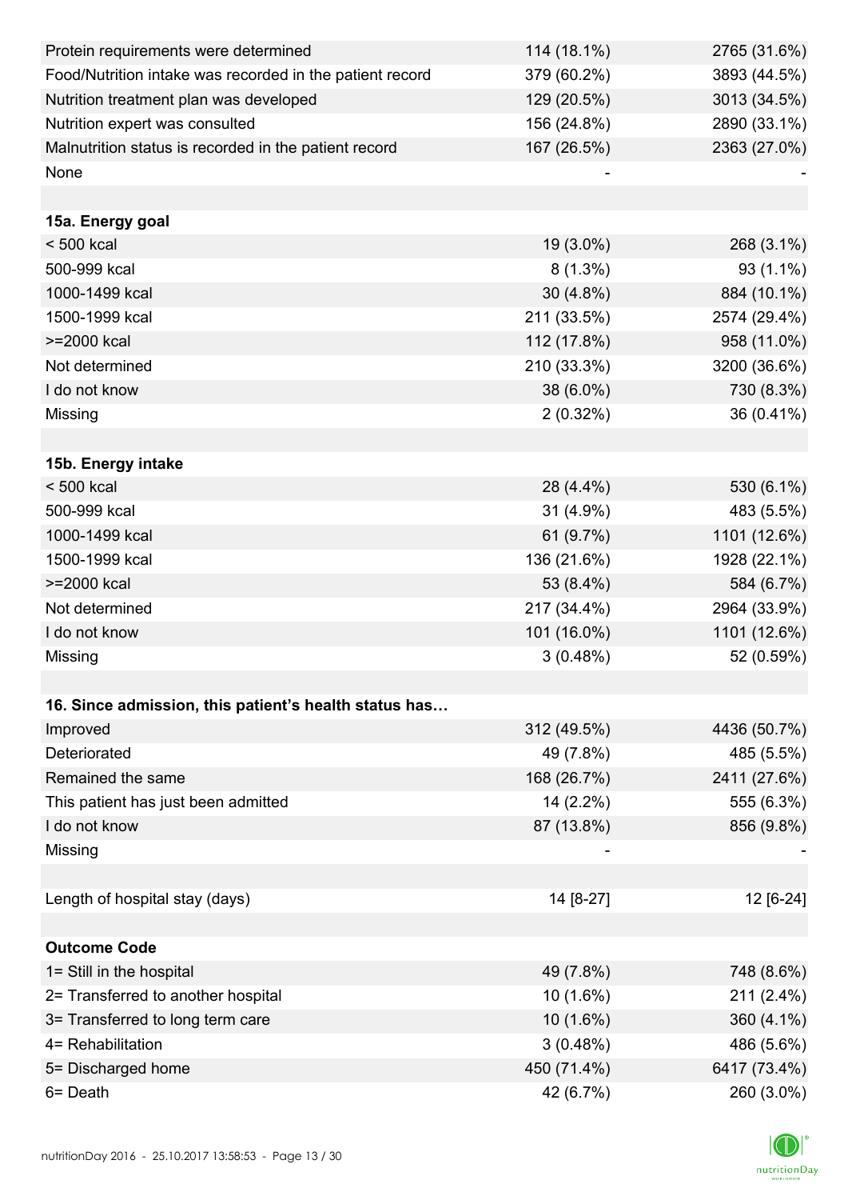| | | |
|---|---|---|
| Protein requirements were determined | 114 (18.1%) | 2765 (31.6%) |
| Food/Nutrition intake was recorded in the patient record | 379 (60.2%) | 3893 (44.5%) |
| Nutrition treatment plan was developed | 129 (20.5%) | 3013 (34.5%) |
| Nutrition expert was consulted | 156 (24.8%) | 2890 (33.1%) |
| Malnutrition status is recorded in the patient record | 167 (26.5%) | 2363 (27.0%) |
| None | - | - |
| | | |
| **15a. Energy goal** | | |
| < 500 kcal | 19 (3.0%) | 268 (3.1%) |
| 500-999 kcal | 8 (1.3%) | 93 (1.1%) |
| 1000-1499 kcal | 30 (4.8%) | 884 (10.1%) |
| 1500-1999 kcal | 211 (33.5%) | 2574 (29.4%) |
| >=2000 kcal | 112 (17.8%) | 958 (11.0%) |
| Not determined | 210 (33.3%) | 3200 (36.6%) |
| I do not know | 38 (6.0%) | 730 (8.3%) |
| Missing | 2 (0.32%) | 36 (0.41%) |
| | | |
| **15b. Energy intake** | | |
| < 500 kcal | 28 (4.4%) | 530 (6.1%) |
| 500-999 kcal | 31 (4.9%) | 483 (5.5%) |
| 1000-1499 kcal | 61 (9.7%) | 1101 (12.6%) |
| 1500-1999 kcal | 136 (21.6%) | 1928 (22.1%) |
| >=2000 kcal | 53 (8.4%) | 584 (6.7%) |
| Not determined | 217 (34.4%) | 2964 (33.9%) |
| I do not know | 101 (16.0%) | 1101 (12.6%) |
| Missing | 3 (0.48%) | 52 (0.59%) |
| | | |
| **16. Since admission, this patient's health status has…** | | |
| Improved | 312 (49.5%) | 4436 (50.7%) |
| Deteriorated | 49 (7.8%) | 485 (5.5%) |
| Remained the same | 168 (26.7%) | 2411 (27.6%) |
| This patient has just been admitted | 14 (2.2%) | 555 (6.3%) |
| I do not know | 87 (13.8%) | 856 (9.8%) |
| Missing | - | - |
| | | |
| Length of hospital stay (days) | 14 [8-27] | 12 [6-24] |
| | | |
| **Outcome Code** | | |
| 1= Still in the hospital | 49 (7.8%) | 748 (8.6%) |
| 2= Transferred to another hospital | 10 (1.6%) | 211 (2.4%) |
| 3= Transferred to long term care | 10 (1.6%) | 360 (4.1%) |
| 4= Rehabilitation | 3 (0.48%) | 486 (5.6%) |
| 5= Discharged home | 450 (71.4%) | 6417 (73.4%) |
| 6= Death | 42 (6.7%) | 260 (3.0%) |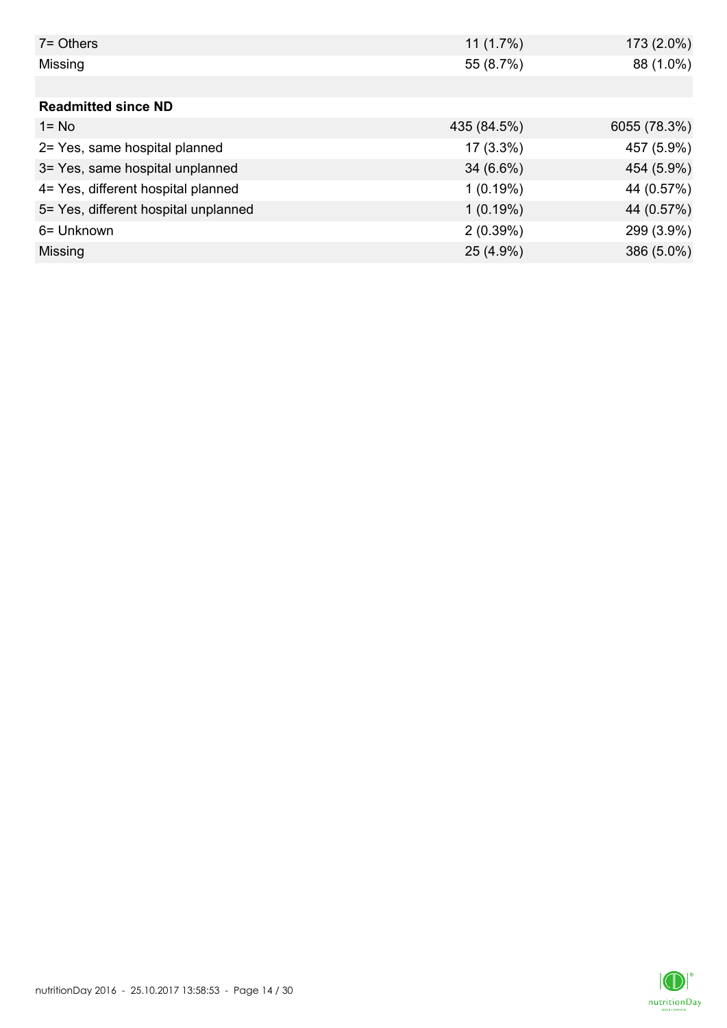| | | |
|---|---|---|
| 7= Others | 11 (1.7%) | 173 (2.0%) |
| Missing | 55 (8.7%) | 88 (1.0%) |
| | | |
| **Readmitted since ND** | | |
| 1= No | 435 (84.5%) | 6055 (78.3%) |
| 2= Yes, same hospital planned | 17 (3.3%) | 457 (5.9%) |
| 3= Yes, same hospital unplanned | 34 (6.6%) | 454 (5.9%) |
| 4= Yes, different hospital planned | 1 (0.19%) | 44 (0.57%) |
| 5= Yes, different hospital unplanned | 1 (0.19%) | 44 (0.57%) |
| 6= Unknown | 2 (0.39%) | 299 (3.9%) |
| Missing | 25 (4.9%) | 386 (5.0%) |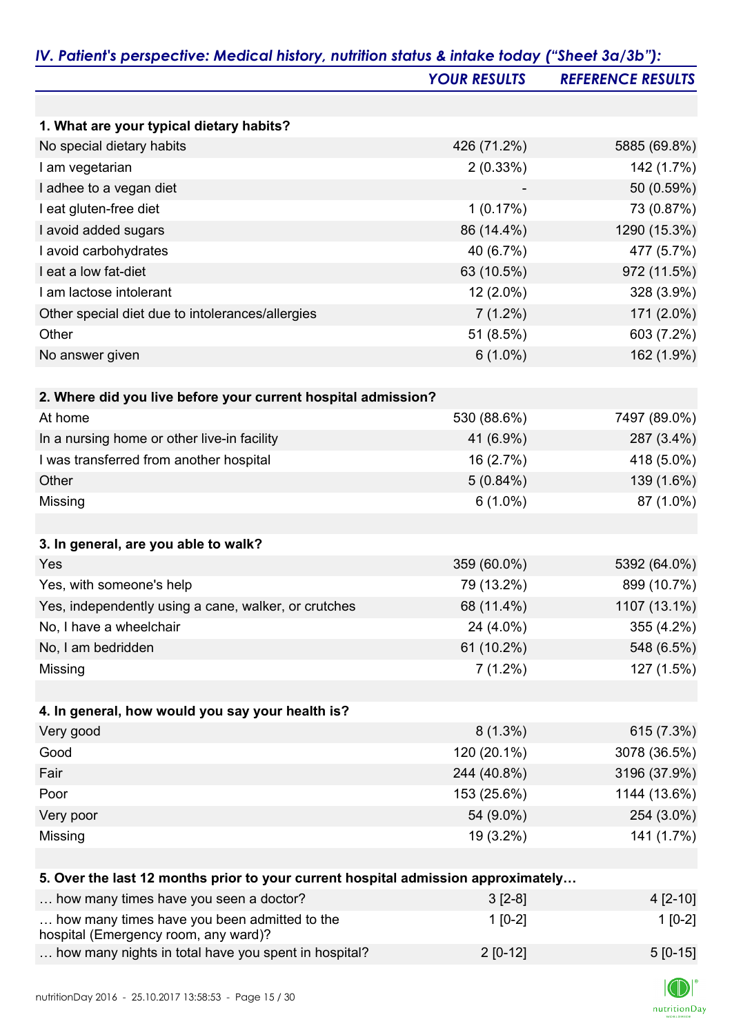## *IV. Patient's perspective: Medical history, nutrition status & intake today ("Sheet 3a/3b"):*

| | *YOUR RESULTS* | *REFERENCE RESULTS* |
|---|---|---|
| **1. What are your typical dietary habits?** | | |
| No special dietary habits | 426 (71.2%) | 5885 (69.8%) |
| I am vegetarian | 2 (0.33%) | 142 (1.7%) |
| I adhee to a vegan diet | - | 50 (0.59%) |
| I eat gluten-free diet | 1 (0.17%) | 73 (0.87%) |
| I avoid added sugars | 86 (14.4%) | 1290 (15.3%) |
| I avoid carbohydrates | 40 (6.7%) | 477 (5.7%) |
| I eat a low fat-diet | 63 (10.5%) | 972 (11.5%) |
| I am lactose intolerant | 12 (2.0%) | 328 (3.9%) |
| Other special diet due to intolerances/allergies | 7 (1.2%) | 171 (2.0%) |
| Other | 51 (8.5%) | 603 (7.2%) |
| No answer given | 6 (1.0%) | 162 (1.9%) |
| **2. Where did you live before your current hospital admission?** | | |
| At home | 530 (88.6%) | 7497 (89.0%) |
| In a nursing home or other live-in facility | 41 (6.9%) | 287 (3.4%) |
| I was transferred from another hospital | 16 (2.7%) | 418 (5.0%) |
| Other | 5 (0.84%) | 139 (1.6%) |
| Missing | 6 (1.0%) | 87 (1.0%) |
| **3. In general, are you able to walk?** | | |
| Yes | 359 (60.0%) | 5392 (64.0%) |
| Yes, with someone's help | 79 (13.2%) | 899 (10.7%) |
| Yes, independently using a cane, walker, or crutches | 68 (11.4%) | 1107 (13.1%) |
| No, I have a wheelchair | 24 (4.0%) | 355 (4.2%) |
| No, I am bedridden | 61 (10.2%) | 548 (6.5%) |
| Missing | 7 (1.2%) | 127 (1.5%) |
| **4. In general, how would you say your health is?** | | |
| Very good | 8 (1.3%) | 615 (7.3%) |
| Good | 120 (20.1%) | 3078 (36.5%) |
| Fair | 244 (40.8%) | 3196 (37.9%) |
| Poor | 153 (25.6%) | 1144 (13.6%) |
| Very poor | 54 (9.0%) | 254 (3.0%) |
| Missing | 19 (3.2%) | 141 (1.7%) |
| **5. Over the last 12 months prior to your current hospital admission approximately…** | | |
| … how many times have you seen a doctor? | 3 [2-8] | 4 [2-10] |
| … how many times have you been admitted to the hospital (Emergency room, any ward)? | 1 [0-2] | 1 [0-2] |
| … how many nights in total have you spent in hospital? | 2 [0-12] | 5 [0-15] |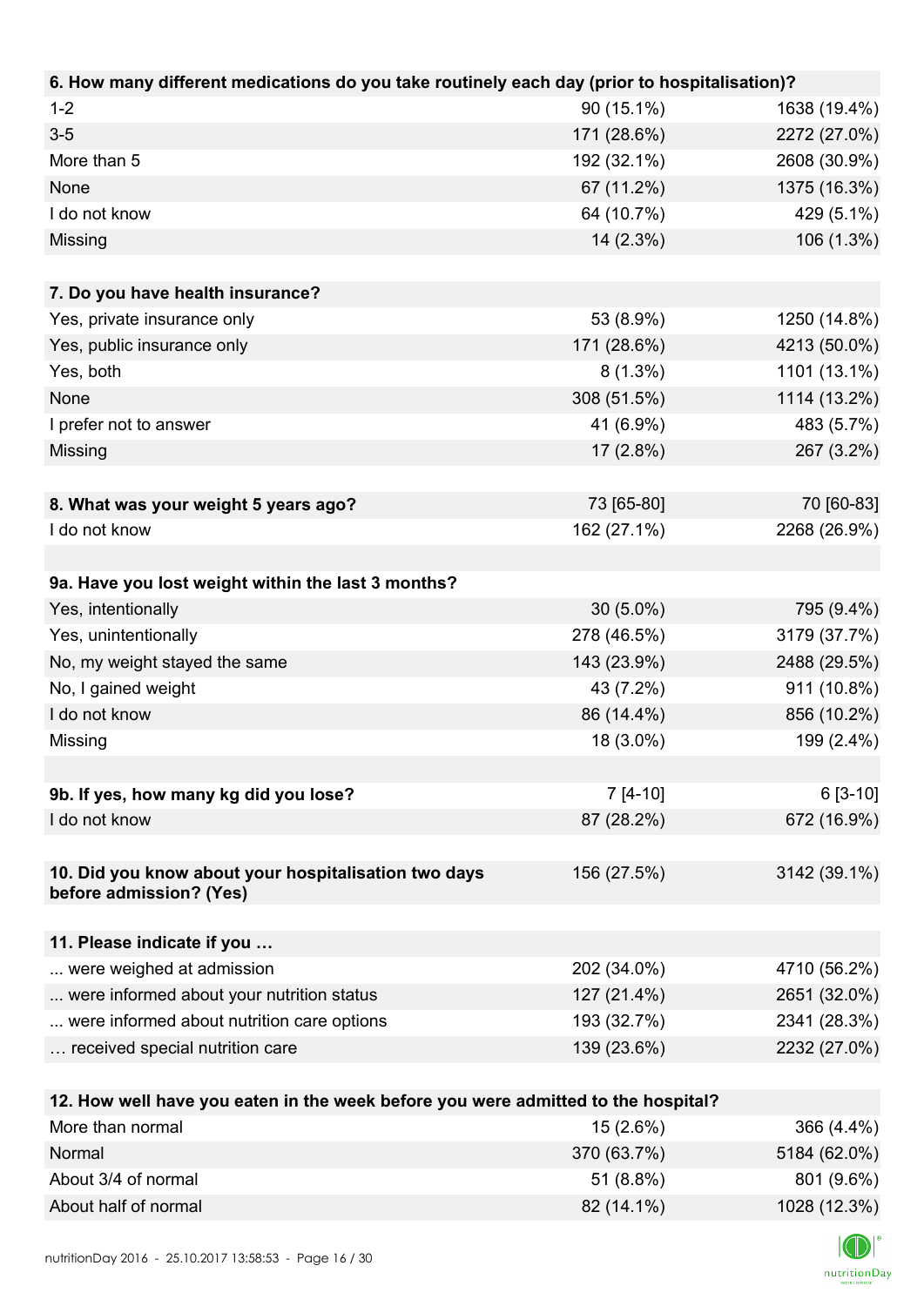| 6. How many different medications do you take routinely each day (prior to hospitalisation)? | | |
|---|---|---|
| 1-2 | 90 (15.1%) | 1638 (19.4%) |
| 3-5 | 171 (28.6%) | 2272 (27.0%) |
| More than 5 | 192 (32.1%) | 2608 (30.9%) |
| None | 67 (11.2%) | 1375 (16.3%) |
| I do not know | 64 (10.7%) | 429 (5.1%) |
| Missing | 14 (2.3%) | 106 (1.3%) |

| 7. Do you have health insurance? | | |
|---|---|---|
| Yes, private insurance only | 53 (8.9%) | 1250 (14.8%) |
| Yes, public insurance only | 171 (28.6%) | 4213 (50.0%) |
| Yes, both | 8 (1.3%) | 1101 (13.1%) |
| None | 308 (51.5%) | 1114 (13.2%) |
| I prefer not to answer | 41 (6.9%) | 483 (5.7%) |
| Missing | 17 (2.8%) | 267 (3.2%) |

| 8. What was your weight 5 years ago? | 73 [65-80] | 70 [60-83] |
|---|---|---|
| I do not know | 162 (27.1%) | 2268 (26.9%) |

| 9a. Have you lost weight within the last 3 months? | | |
|---|---|---|
| Yes, intentionally | 30 (5.0%) | 795 (9.4%) |
| Yes, unintentionally | 278 (46.5%) | 3179 (37.7%) |
| No, my weight stayed the same | 143 (23.9%) | 2488 (29.5%) |
| No, I gained weight | 43 (7.2%) | 911 (10.8%) |
| I do not know | 86 (14.4%) | 856 (10.2%) |
| Missing | 18 (3.0%) | 199 (2.4%) |

| 9b. If yes, how many kg did you lose? | 7 [4-10] | 6 [3-10] |
|---|---|---|
| I do not know | 87 (28.2%) | 672 (16.9%) |

| 10. Did you know about your hospitalisation two days before admission? (Yes) | 156 (27.5%) | 3142 (39.1%) |
|---|---|---|

| 11. Please indicate if you … | | |
|---|---|---|
| ... were weighed at admission | 202 (34.0%) | 4710 (56.2%) |
| ... were informed about your nutrition status | 127 (21.4%) | 2651 (32.0%) |
| ... were informed about nutrition care options | 193 (32.7%) | 2341 (28.3%) |
| … received special nutrition care | 139 (23.6%) | 2232 (27.0%) |

| 12. How well have you eaten in the week before you were admitted to the hospital? | | |
|---|---|---|
| More than normal | 15 (2.6%) | 366 (4.4%) |
| Normal | 370 (63.7%) | 5184 (62.0%) |
| About 3/4 of normal | 51 (8.8%) | 801 (9.6%) |
| About half of normal | 82 (14.1%) | 1028 (12.3%) |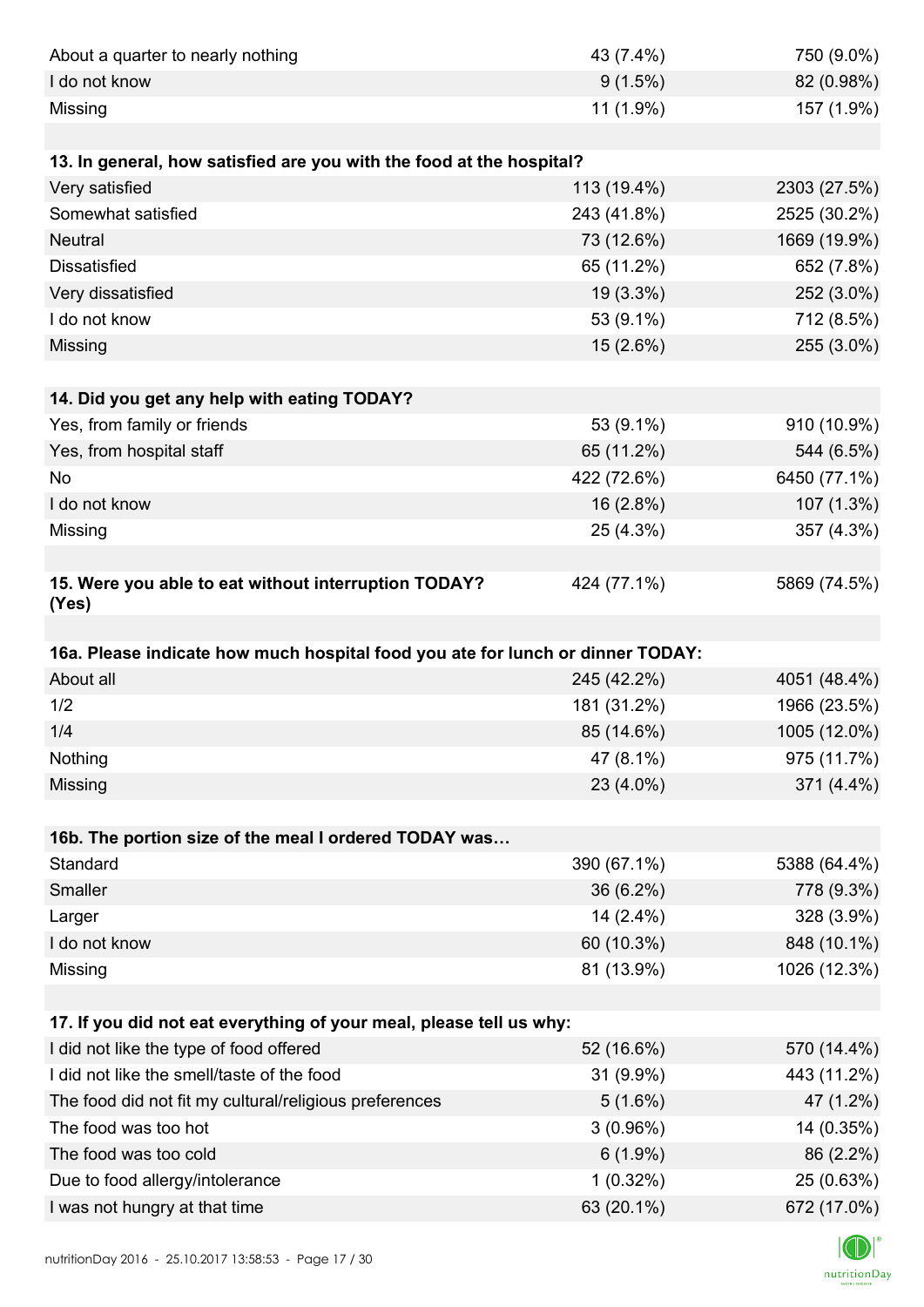| | | |
|---|---|---|
| About a quarter to nearly nothing | 43 (7.4%) | 750 (9.0%) |
| I do not know | 9 (1.5%) | 82 (0.98%) |
| Missing | 11 (1.9%) | 157 (1.9%) |

| **13. In general, how satisfied are you with the food at the hospital?** | | |
|---|---|---|
| Very satisfied | 113 (19.4%) | 2303 (27.5%) |
| Somewhat satisfied | 243 (41.8%) | 2525 (30.2%) |
| Neutral | 73 (12.6%) | 1669 (19.9%) |
| Dissatisfied | 65 (11.2%) | 652 (7.8%) |
| Very dissatisfied | 19 (3.3%) | 252 (3.0%) |
| I do not know | 53 (9.1%) | 712 (8.5%) |
| Missing | 15 (2.6%) | 255 (3.0%) |

| **14. Did you get any help with eating TODAY?** | | |
|---|---|---|
| Yes, from family or friends | 53 (9.1%) | 910 (10.9%) |
| Yes, from hospital staff | 65 (11.2%) | 544 (6.5%) |
| No | 422 (72.6%) | 6450 (77.1%) |
| I do not know | 16 (2.8%) | 107 (1.3%) |
| Missing | 25 (4.3%) | 357 (4.3%) |

| **15. Were you able to eat without interruption TODAY? (Yes)** | 424 (77.1%) | 5869 (74.5%) |
|---|---|---|

| **16a. Please indicate how much hospital food you ate for lunch or dinner TODAY:** | | |
|---|---|---|
| About all | 245 (42.2%) | 4051 (48.4%) |
| 1/2 | 181 (31.2%) | 1966 (23.5%) |
| 1/4 | 85 (14.6%) | 1005 (12.0%) |
| Nothing | 47 (8.1%) | 975 (11.7%) |
| Missing | 23 (4.0%) | 371 (4.4%) |

| **16b. The portion size of the meal I ordered TODAY was…** | | |
|---|---|---|
| Standard | 390 (67.1%) | 5388 (64.4%) |
| Smaller | 36 (6.2%) | 778 (9.3%) |
| Larger | 14 (2.4%) | 328 (3.9%) |
| I do not know | 60 (10.3%) | 848 (10.1%) |
| Missing | 81 (13.9%) | 1026 (12.3%) |

| **17. If you did not eat everything of your meal, please tell us why:** | | |
|---|---|---|
| I did not like the type of food offered | 52 (16.6%) | 570 (14.4%) |
| I did not like the smell/taste of the food | 31 (9.9%) | 443 (11.2%) |
| The food did not fit my cultural/religious preferences | 5 (1.6%) | 47 (1.2%) |
| The food was too hot | 3 (0.96%) | 14 (0.35%) |
| The food was too cold | 6 (1.9%) | 86 (2.2%) |
| Due to food allergy/intolerance | 1 (0.32%) | 25 (0.63%) |
| I was not hungry at that time | 63 (20.1%) | 672 (17.0%) |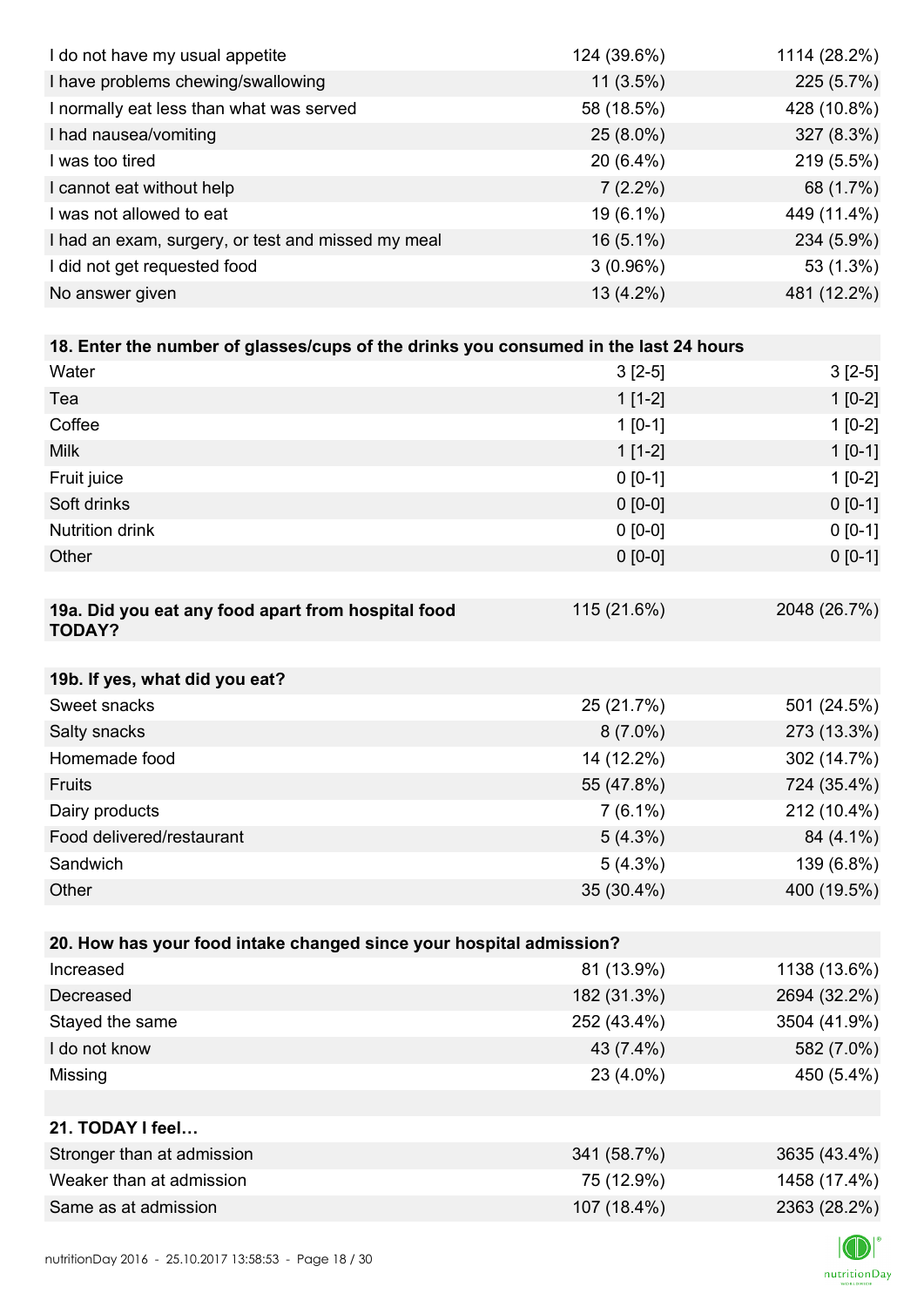| | | |
|---|---|---|
| I do not have my usual appetite | 124 (39.6%) | 1114 (28.2%) |
| I have problems chewing/swallowing | 11 (3.5%) | 225 (5.7%) |
| I normally eat less than what was served | 58 (18.5%) | 428 (10.8%) |
| I had nausea/vomiting | 25 (8.0%) | 327 (8.3%) |
| I was too tired | 20 (6.4%) | 219 (5.5%) |
| I cannot eat without help | 7 (2.2%) | 68 (1.7%) |
| I was not allowed to eat | 19 (6.1%) | 449 (11.4%) |
| I had an exam, surgery, or test and missed my meal | 16 (5.1%) | 234 (5.9%) |
| I did not get requested food | 3 (0.96%) | 53 (1.3%) |
| No answer given | 13 (4.2%) | 481 (12.2%) |

| **18. Enter the number of glasses/cups of the drinks you consumed in the last 24 hours** | | |
|---|---|---|
| Water | 3 [2-5] | 3 [2-5] |
| Tea | 1 [1-2] | 1 [0-2] |
| Coffee | 1 [0-1] | 1 [0-2] |
| Milk | 1 [1-2] | 1 [0-1] |
| Fruit juice | 0 [0-1] | 1 [0-2] |
| Soft drinks | 0 [0-0] | 0 [0-1] |
| Nutrition drink | 0 [0-0] | 0 [0-1] |
| Other | 0 [0-0] | 0 [0-1] |

| **19a. Did you eat any food apart from hospital food TODAY?** | 115 (21.6%) | 2048 (26.7%) |
|---|---|---|

| **19b. If yes, what did you eat?** | | |
|---|---|---|
| Sweet snacks | 25 (21.7%) | 501 (24.5%) |
| Salty snacks | 8 (7.0%) | 273 (13.3%) |
| Homemade food | 14 (12.2%) | 302 (14.7%) |
| Fruits | 55 (47.8%) | 724 (35.4%) |
| Dairy products | 7 (6.1%) | 212 (10.4%) |
| Food delivered/restaurant | 5 (4.3%) | 84 (4.1%) |
| Sandwich | 5 (4.3%) | 139 (6.8%) |
| Other | 35 (30.4%) | 400 (19.5%) |

| **20. How has your food intake changed since your hospital admission?** | | |
|---|---|---|
| Increased | 81 (13.9%) | 1138 (13.6%) |
| Decreased | 182 (31.3%) | 2694 (32.2%) |
| Stayed the same | 252 (43.4%) | 3504 (41.9%) |
| I do not know | 43 (7.4%) | 582 (7.0%) |
| Missing | 23 (4.0%) | 450 (5.4%) |

| **21. TODAY I feel…** | | |
|---|---|---|
| Stronger than at admission | 341 (58.7%) | 3635 (43.4%) |
| Weaker than at admission | 75 (12.9%) | 1458 (17.4%) |
| Same as at admission | 107 (18.4%) | 2363 (28.2%) |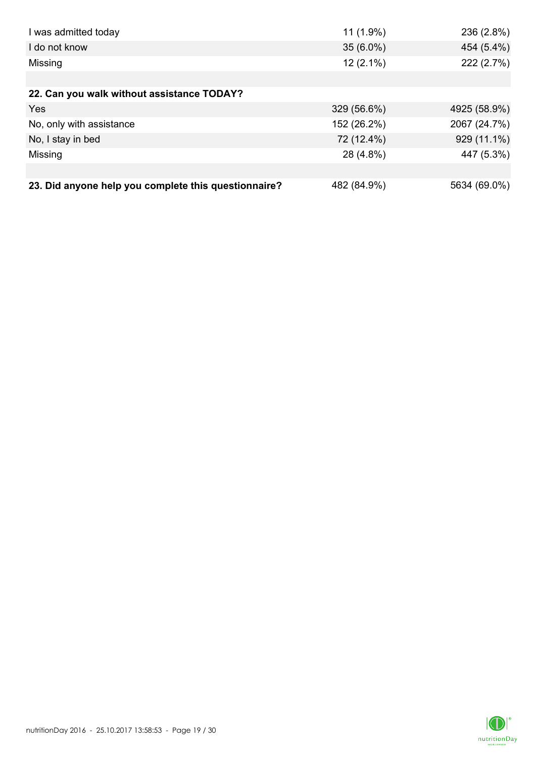| | | |
|---|---|---|
| I was admitted today | 11 (1.9%) | 236 (2.8%) |
| I do not know | 35 (6.0%) | 454 (5.4%) |
| Missing | 12 (2.1%) | 222 (2.7%) |
| | | |
| **22. Can you walk without assistance TODAY?** | | |
| Yes | 329 (56.6%) | 4925 (58.9%) |
| No, only with assistance | 152 (26.2%) | 2067 (24.7%) |
| No, I stay in bed | 72 (12.4%) | 929 (11.1%) |
| Missing | 28 (4.8%) | 447 (5.3%) |
| | | |
| **23. Did anyone help you complete this questionnaire?** | 482 (84.9%) | 5634 (69.0%) |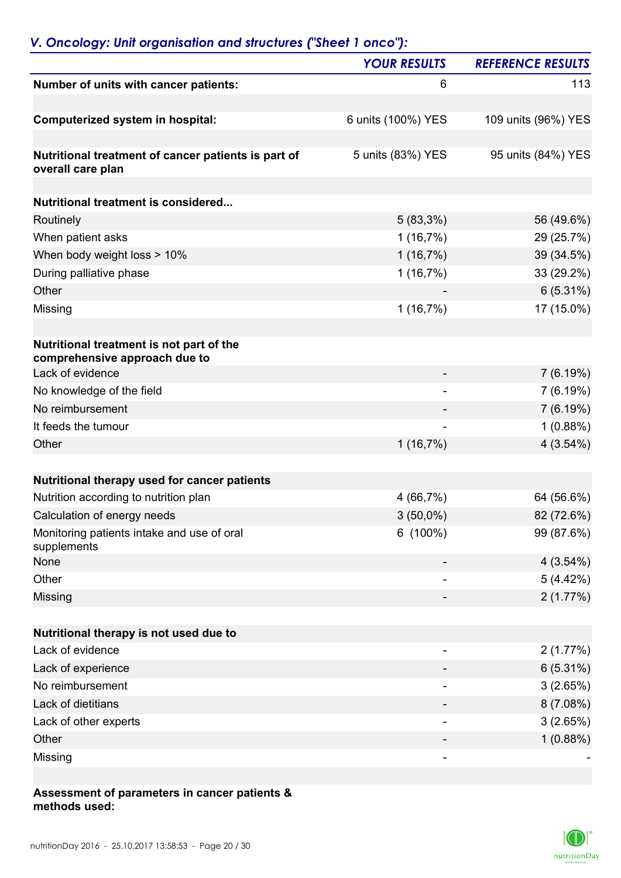## *V. Oncology: Unit organisation and structures ("Sheet 1 onco"):*

| | *YOUR RESULTS* | *REFERENCE RESULTS* |
|---|---|---|
| **Number of units with cancer patients:** | 6 | 113 |
| | | |
| **Computerized system in hospital:** | 6 units (100%) YES | 109 units (96%) YES |
| | | |
| **Nutritional treatment of cancer patients is part of overall care plan** | 5 units (83%) YES | 95 units (84%) YES |
| | | |
| **Nutritional treatment is considered...** | | |
| Routinely | 5 (83,3%) | 56 (49.6%) |
| When patient asks | 1 (16,7%) | 29 (25.7%) |
| When body weight loss > 10% | 1 (16,7%) | 39 (34.5%) |
| During palliative phase | 1 (16,7%) | 33 (29.2%) |
| Other | - | 6 (5.31%) |
| Missing | 1 (16,7%) | 17 (15.0%) |
| | | |
| **Nutritional treatment is not part of the comprehensive approach due to** | | |
| Lack of evidence | - | 7 (6.19%) |
| No knowledge of the field | - | 7 (6.19%) |
| No reimbursement | - | 7 (6.19%) |
| It feeds the tumour | - | 1 (0.88%) |
| Other | 1 (16,7%) | 4 (3.54%) |
| | | |
| **Nutritional therapy used for cancer patients** | | |
| Nutrition according to nutrition plan | 4 (66,7%) | 64 (56.6%) |
| Calculation of energy needs | 3 (50,0%) | 82 (72.6%) |
| Monitoring patients intake and use of oral supplements | 6 (100%) | 99 (87.6%) |
| None | - | 4 (3.54%) |
| Other | - | 5 (4.42%) |
| Missing | - | 2 (1.77%) |
| | | |
| **Nutritional therapy is not used due to** | | |
| Lack of evidence | - | 2 (1.77%) |
| Lack of experience | - | 6 (5.31%) |
| No reimbursement | - | 3 (2.65%) |
| Lack of dietitians | - | 8 (7.08%) |
| Lack of other experts | - | 3 (2.65%) |
| Other | - | 1 (0.88%) |
| Missing | - | - |

**Assessment of parameters in cancer patients & methods used:**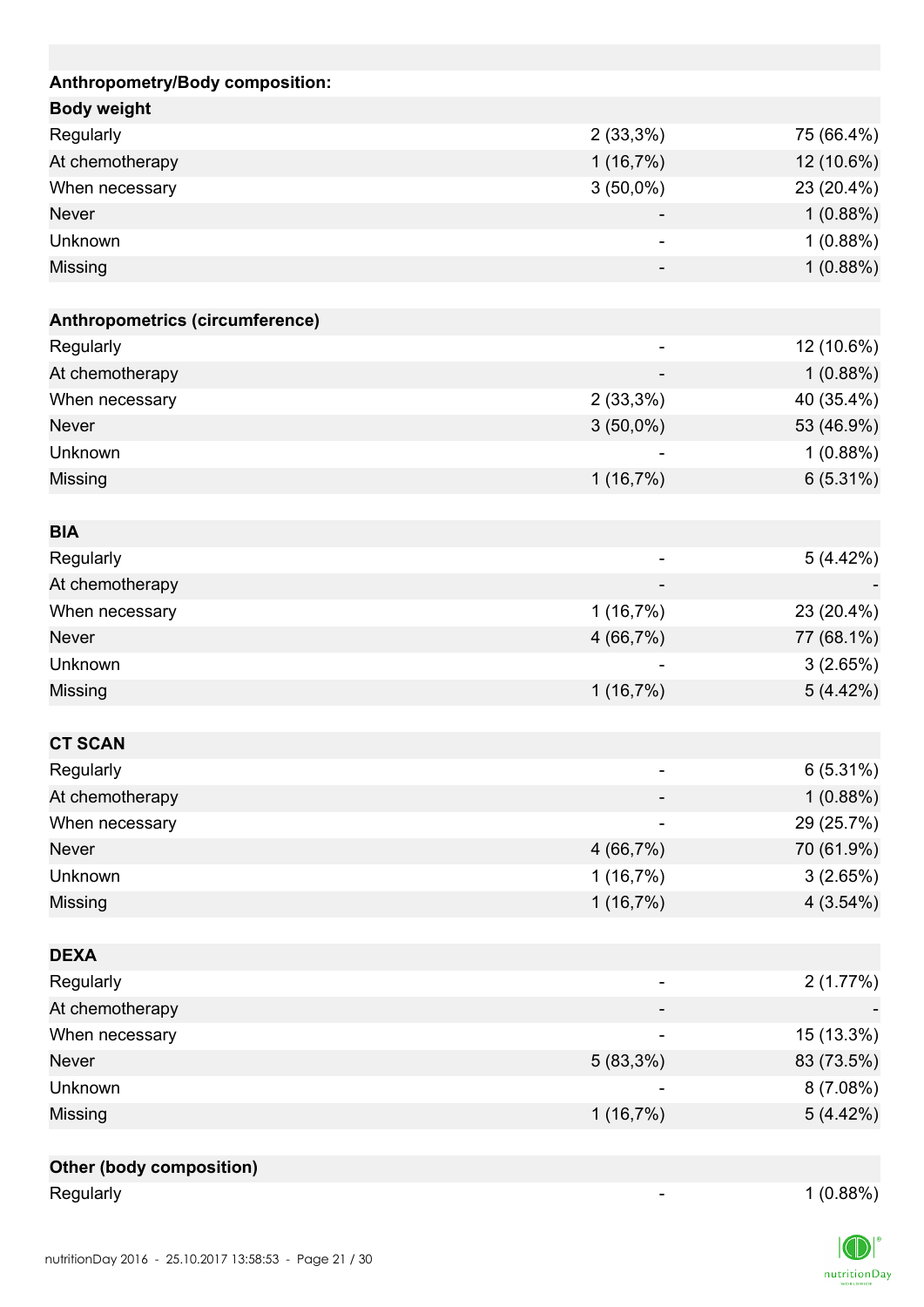| | | |
|---|---|---|
| **Anthropometry/Body composition:** | | |
| **Body weight** | | |
| Regularly | 2 (33,3%) | 75 (66.4%) |
| At chemotherapy | 1 (16,7%) | 12 (10.6%) |
| When necessary | 3 (50,0%) | 23 (20.4%) |
| Never | - | 1 (0.88%) |
| Unknown | - | 1 (0.88%) |
| Missing | - | 1 (0.88%) |
| | | |
| **Anthropometrics (circumference)** | | |
| Regularly | - | 12 (10.6%) |
| At chemotherapy | - | 1 (0.88%) |
| When necessary | 2 (33,3%) | 40 (35.4%) |
| Never | 3 (50,0%) | 53 (46.9%) |
| Unknown | - | 1 (0.88%) |
| Missing | 1 (16,7%) | 6 (5.31%) |
| | | |
| **BIA** | | |
| Regularly | - | 5 (4.42%) |
| At chemotherapy | - | - |
| When necessary | 1 (16,7%) | 23 (20.4%) |
| Never | 4 (66,7%) | 77 (68.1%) |
| Unknown | - | 3 (2.65%) |
| Missing | 1 (16,7%) | 5 (4.42%) |
| | | |
| **CT SCAN** | | |
| Regularly | - | 6 (5.31%) |
| At chemotherapy | - | 1 (0.88%) |
| When necessary | - | 29 (25.7%) |
| Never | 4 (66,7%) | 70 (61.9%) |
| Unknown | 1 (16,7%) | 3 (2.65%) |
| Missing | 1 (16,7%) | 4 (3.54%) |
| | | |
| **DEXA** | | |
| Regularly | - | 2 (1.77%) |
| At chemotherapy | - | - |
| When necessary | - | 15 (13.3%) |
| Never | 5 (83,3%) | 83 (73.5%) |
| Unknown | - | 8 (7.08%) |
| Missing | 1 (16,7%) | 5 (4.42%) |
| | | |
| **Other (body composition)** | | |
| Regularly | - | 1 (0.88%) |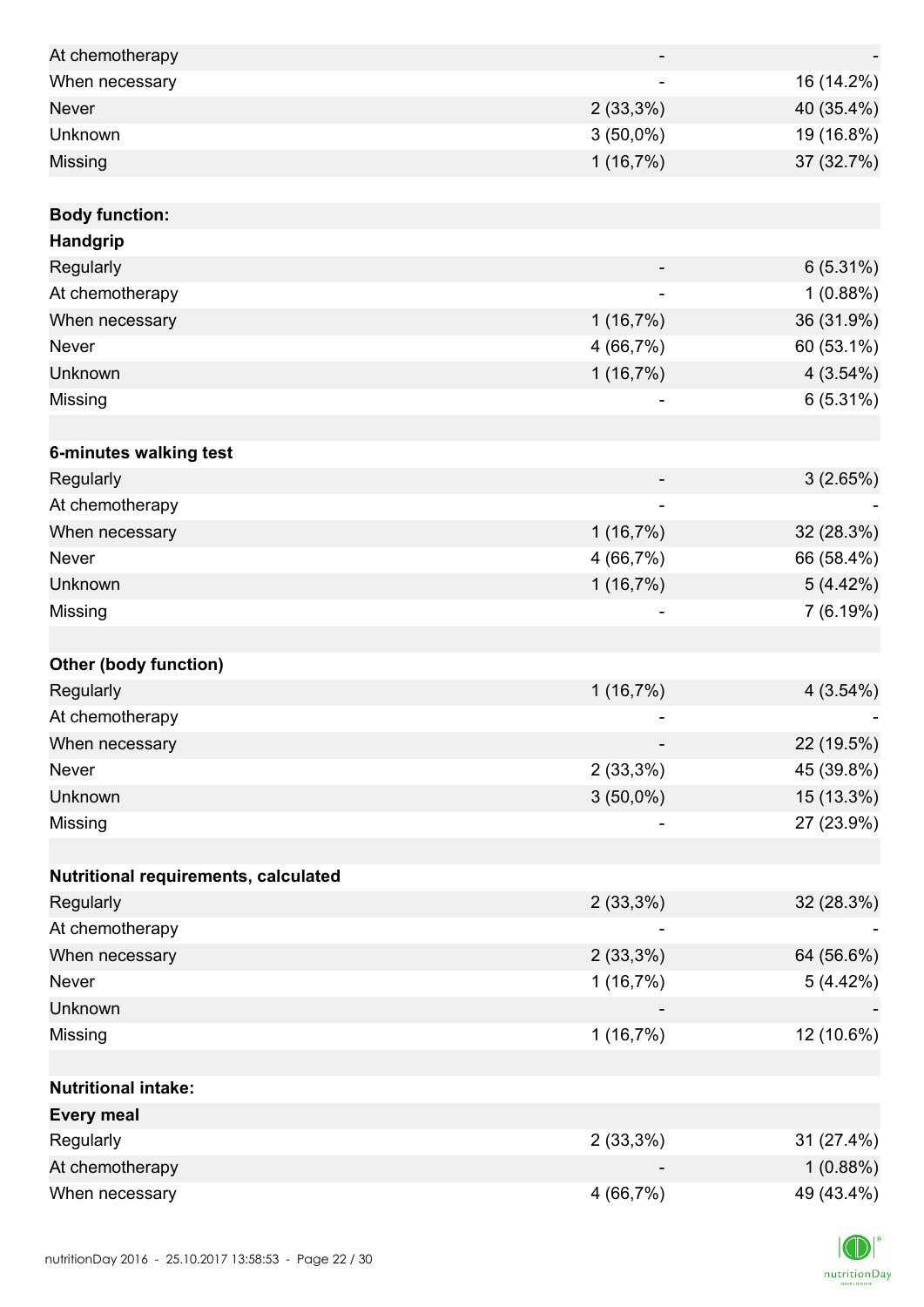| | | |
|---|---|---|
| At chemotherapy | - | - |
| When necessary | - | 16 (14.2%) |
| Never | 2 (33,3%) | 40 (35.4%) |
| Unknown | 3 (50,0%) | 19 (16.8%) |
| Missing | 1 (16,7%) | 37 (32.7%) |
| | | |
| **Body function:** | | |
| **Handgrip** | | |
| Regularly | - | 6 (5.31%) |
| At chemotherapy | - | 1 (0.88%) |
| When necessary | 1 (16,7%) | 36 (31.9%) |
| Never | 4 (66,7%) | 60 (53.1%) |
| Unknown | 1 (16,7%) | 4 (3.54%) |
| Missing | - | 6 (5.31%) |
| | | |
| **6-minutes walking test** | | |
| Regularly | - | 3 (2.65%) |
| At chemotherapy | - | - |
| When necessary | 1 (16,7%) | 32 (28.3%) |
| Never | 4 (66,7%) | 66 (58.4%) |
| Unknown | 1 (16,7%) | 5 (4.42%) |
| Missing | - | 7 (6.19%) |
| | | |
| **Other (body function)** | | |
| Regularly | 1 (16,7%) | 4 (3.54%) |
| At chemotherapy | - | - |
| When necessary | - | 22 (19.5%) |
| Never | 2 (33,3%) | 45 (39.8%) |
| Unknown | 3 (50,0%) | 15 (13.3%) |
| Missing | - | 27 (23.9%) |
| | | |
| **Nutritional requirements, calculated** | | |
| Regularly | 2 (33,3%) | 32 (28.3%) |
| At chemotherapy | - | - |
| When necessary | 2 (33,3%) | 64 (56.6%) |
| Never | 1 (16,7%) | 5 (4.42%) |
| Unknown | - | - |
| Missing | 1 (16,7%) | 12 (10.6%) |
| | | |
| **Nutritional intake:** | | |
| **Every meal** | | |
| Regularly | 2 (33,3%) | 31 (27.4%) |
| At chemotherapy | - | 1 (0.88%) |
| When necessary | 4 (66,7%) | 49 (43.4%) |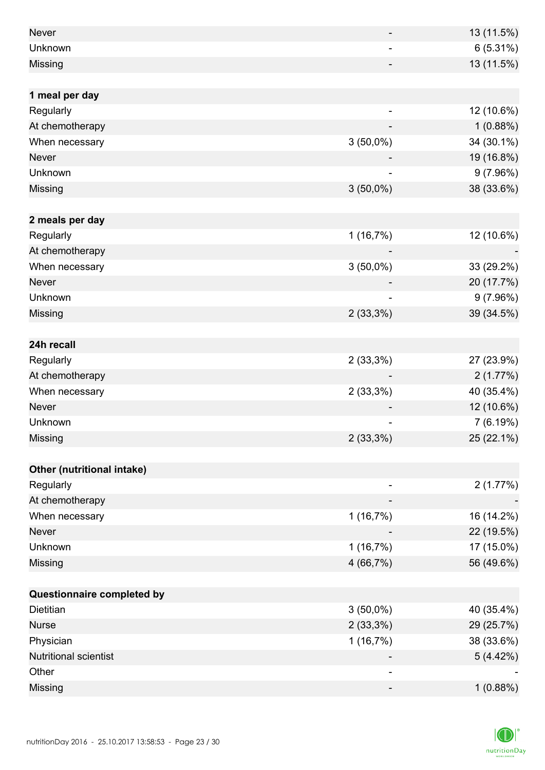| | | |
|---|---|---|
| Never | - | 13 (11.5%) |
| Unknown | - | 6 (5.31%) |
| Missing | - | 13 (11.5%) |
| | | |
| **1 meal per day** | | |
| Regularly | - | 12 (10.6%) |
| At chemotherapy | - | 1 (0.88%) |
| When necessary | 3 (50,0%) | 34 (30.1%) |
| Never | - | 19 (16.8%) |
| Unknown | - | 9 (7.96%) |
| Missing | 3 (50,0%) | 38 (33.6%) |
| | | |
| **2 meals per day** | | |
| Regularly | 1 (16,7%) | 12 (10.6%) |
| At chemotherapy | - | - |
| When necessary | 3 (50,0%) | 33 (29.2%) |
| Never | - | 20 (17.7%) |
| Unknown | - | 9 (7.96%) |
| Missing | 2 (33,3%) | 39 (34.5%) |
| | | |
| **24h recall** | | |
| Regularly | 2 (33,3%) | 27 (23.9%) |
| At chemotherapy | - | 2 (1.77%) |
| When necessary | 2 (33,3%) | 40 (35.4%) |
| Never | - | 12 (10.6%) |
| Unknown | - | 7 (6.19%) |
| Missing | 2 (33,3%) | 25 (22.1%) |
| | | |
| **Other (nutritional intake)** | | |
| Regularly | - | 2 (1.77%) |
| At chemotherapy | - | - |
| When necessary | 1 (16,7%) | 16 (14.2%) |
| Never | - | 22 (19.5%) |
| Unknown | 1 (16,7%) | 17 (15.0%) |
| Missing | 4 (66,7%) | 56 (49.6%) |
| | | |
| **Questionnaire completed by** | | |
| Dietitian | 3 (50,0%) | 40 (35.4%) |
| Nurse | 2 (33,3%) | 29 (25.7%) |
| Physician | 1 (16,7%) | 38 (33.6%) |
| Nutritional scientist | - | 5 (4.42%) |
| Other | - | - |
| Missing | - | 1 (0.88%) |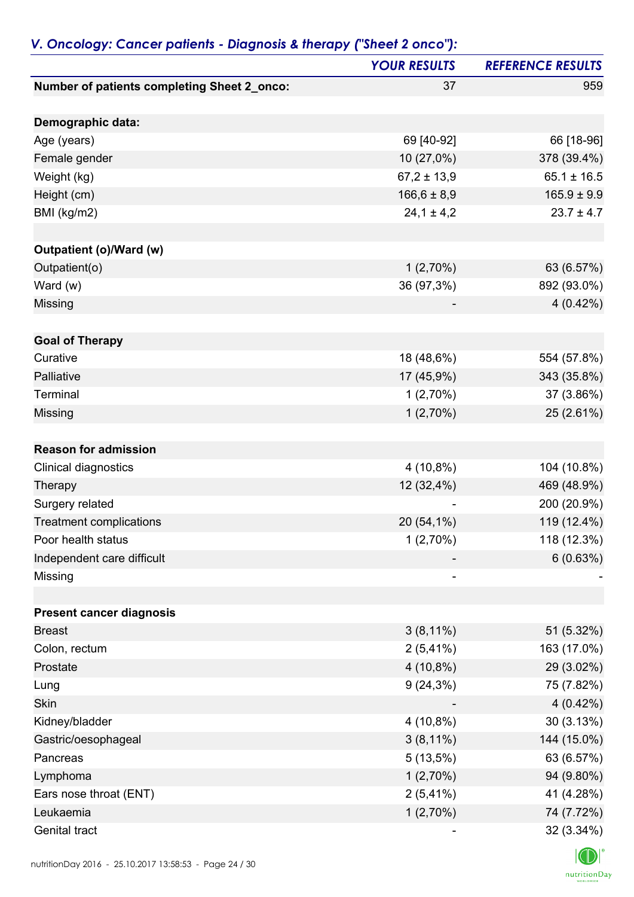## *V. Oncology: Cancer patients - Diagnosis & therapy ("Sheet 2 onco"):*

| | *YOUR RESULTS* | *REFERENCE RESULTS* |
|---|---|---|
| **Number of patients completing Sheet 2_onco:** | 37 | 959 |
| | | |
| **Demographic data:** | | |
| Age (years) | 69 [40-92] | 66 [18-96] |
| Female gender | 10 (27,0%) | 378 (39.4%) |
| Weight (kg) | 67,2 ± 13,9 | 65.1 ± 16.5 |
| Height (cm) | 166,6 ± 8,9 | 165.9 ± 9.9 |
| BMI (kg/m2) | 24,1 ± 4,2 | 23.7 ± 4.7 |
| | | |
| **Outpatient (o)/Ward (w)** | | |
| Outpatient(o) | 1 (2,70%) | 63 (6.57%) |
| Ward (w) | 36 (97,3%) | 892 (93.0%) |
| Missing | - | 4 (0.42%) |
| | | |
| **Goal of Therapy** | | |
| Curative | 18 (48,6%) | 554 (57.8%) |
| Palliative | 17 (45,9%) | 343 (35.8%) |
| Terminal | 1 (2,70%) | 37 (3.86%) |
| Missing | 1 (2,70%) | 25 (2.61%) |
| | | |
| **Reason for admission** | | |
| Clinical diagnostics | 4 (10,8%) | 104 (10.8%) |
| Therapy | 12 (32,4%) | 469 (48.9%) |
| Surgery related | - | 200 (20.9%) |
| Treatment complications | 20 (54,1%) | 119 (12.4%) |
| Poor health status | 1 (2,70%) | 118 (12.3%) |
| Independent care difficult | - | 6 (0.63%) |
| Missing | - | - |
| | | |
| **Present cancer diagnosis** | | |
| Breast | 3 (8,11%) | 51 (5.32%) |
| Colon, rectum | 2 (5,41%) | 163 (17.0%) |
| Prostate | 4 (10,8%) | 29 (3.02%) |
| Lung | 9 (24,3%) | 75 (7.82%) |
| Skin | - | 4 (0.42%) |
| Kidney/bladder | 4 (10,8%) | 30 (3.13%) |
| Gastric/oesophageal | 3 (8,11%) | 144 (15.0%) |
| Pancreas | 5 (13,5%) | 63 (6.57%) |
| Lymphoma | 1 (2,70%) | 94 (9.80%) |
| Ears nose throat (ENT) | 2 (5,41%) | 41 (4.28%) |
| Leukaemia | 1 (2,70%) | 74 (7.72%) |
| Genital tract | - | 32 (3.34%) |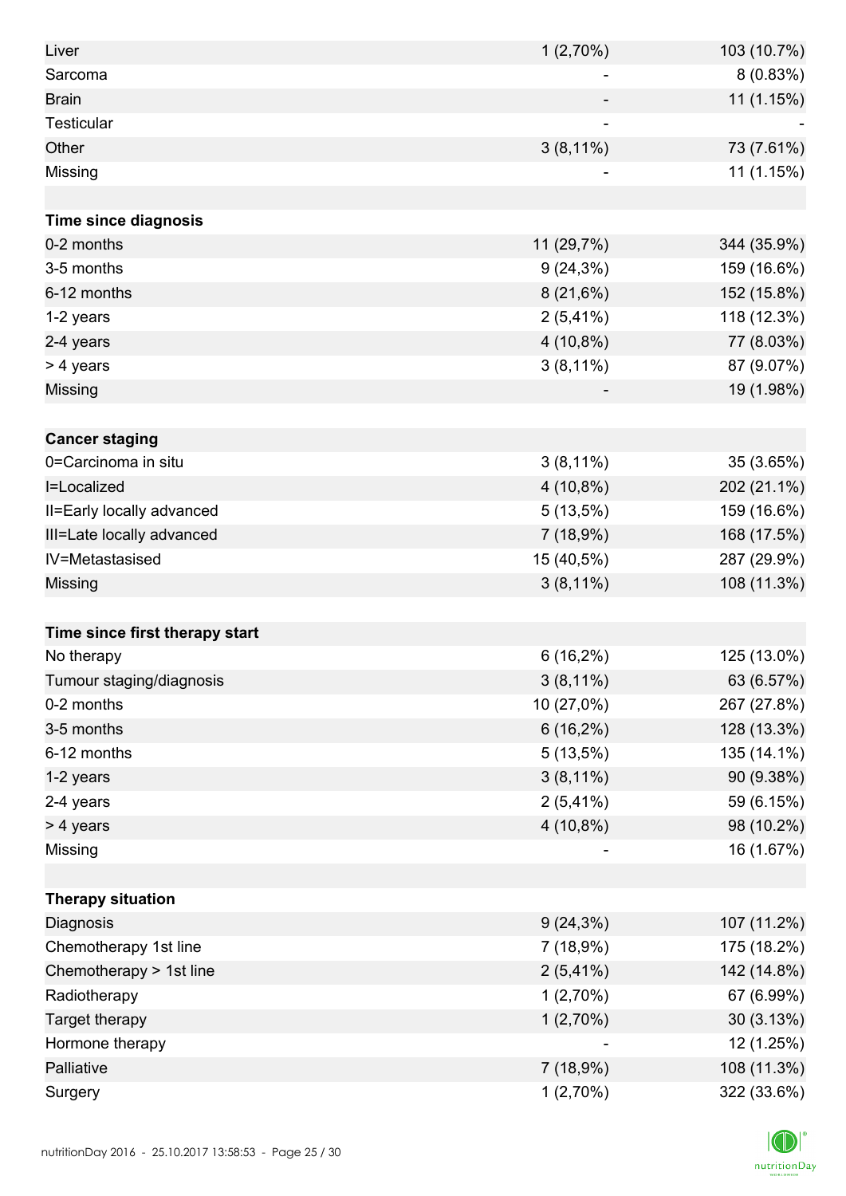| | | |
|---|---|---|
| Liver | 1 (2,70%) | 103 (10.7%) |
| Sarcoma | - | 8 (0.83%) |
| Brain | - | 11 (1.15%) |
| Testicular | - | - |
| Other | 3 (8,11%) | 73 (7.61%) |
| Missing | - | 11 (1.15%) |
| | | |
| **Time since diagnosis** | | |
| 0-2 months | 11 (29,7%) | 344 (35.9%) |
| 3-5 months | 9 (24,3%) | 159 (16.6%) |
| 6-12 months | 8 (21,6%) | 152 (15.8%) |
| 1-2 years | 2 (5,41%) | 118 (12.3%) |
| 2-4 years | 4 (10,8%) | 77 (8.03%) |
| > 4 years | 3 (8,11%) | 87 (9.07%) |
| Missing | - | 19 (1.98%) |
| | | |
| **Cancer staging** | | |
| 0=Carcinoma in situ | 3 (8,11%) | 35 (3.65%) |
| I=Localized | 4 (10,8%) | 202 (21.1%) |
| II=Early locally advanced | 5 (13,5%) | 159 (16.6%) |
| III=Late locally advanced | 7 (18,9%) | 168 (17.5%) |
| IV=Metastasised | 15 (40,5%) | 287 (29.9%) |
| Missing | 3 (8,11%) | 108 (11.3%) |
| | | |
| **Time since first therapy start** | | |
| No therapy | 6 (16,2%) | 125 (13.0%) |
| Tumour staging/diagnosis | 3 (8,11%) | 63 (6.57%) |
| 0-2 months | 10 (27,0%) | 267 (27.8%) |
| 3-5 months | 6 (16,2%) | 128 (13.3%) |
| 6-12 months | 5 (13,5%) | 135 (14.1%) |
| 1-2 years | 3 (8,11%) | 90 (9.38%) |
| 2-4 years | 2 (5,41%) | 59 (6.15%) |
| > 4 years | 4 (10,8%) | 98 (10.2%) |
| Missing | - | 16 (1.67%) |
| | | |
| **Therapy situation** | | |
| Diagnosis | 9 (24,3%) | 107 (11.2%) |
| Chemotherapy 1st line | 7 (18,9%) | 175 (18.2%) |
| Chemotherapy > 1st line | 2 (5,41%) | 142 (14.8%) |
| Radiotherapy | 1 (2,70%) | 67 (6.99%) |
| Target therapy | 1 (2,70%) | 30 (3.13%) |
| Hormone therapy | - | 12 (1.25%) |
| Palliative | 7 (18,9%) | 108 (11.3%) |
| Surgery | 1 (2,70%) | 322 (33.6%) |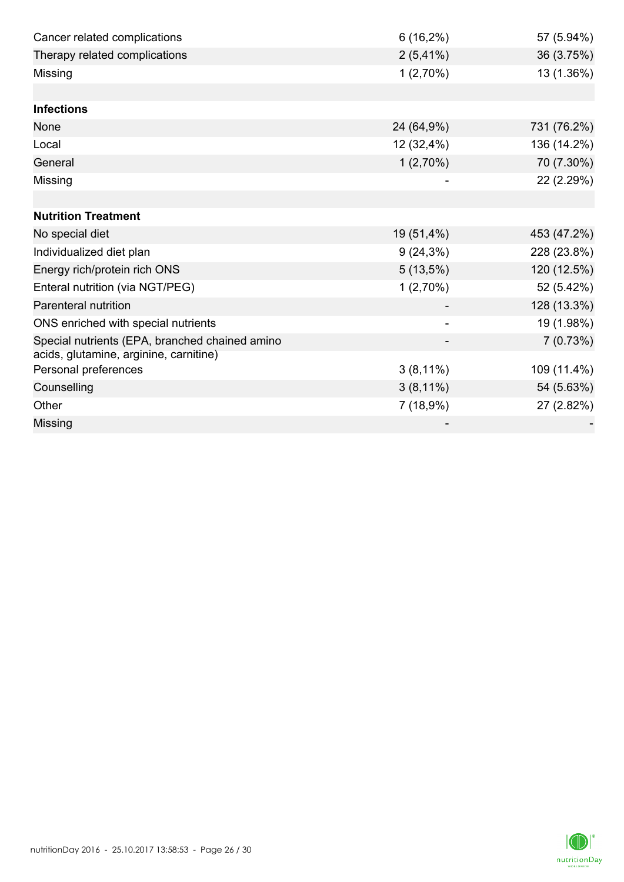| | | |
|---|---|---|
| Cancer related complications | 6 (16,2%) | 57 (5.94%) |
| Therapy related complications | 2 (5,41%) | 36 (3.75%) |
| Missing | 1 (2,70%) | 13 (1.36%) |
| | | |
| **Infections** | | |
| None | 24 (64,9%) | 731 (76.2%) |
| Local | 12 (32,4%) | 136 (14.2%) |
| General | 1 (2,70%) | 70 (7.30%) |
| Missing | - | 22 (2.29%) |
| | | |
| **Nutrition Treatment** | | |
| No special diet | 19 (51,4%) | 453 (47.2%) |
| Individualized diet plan | 9 (24,3%) | 228 (23.8%) |
| Energy rich/protein rich ONS | 5 (13,5%) | 120 (12.5%) |
| Enteral nutrition (via NGT/PEG) | 1 (2,70%) | 52 (5.42%) |
| Parenteral nutrition | - | 128 (13.3%) |
| ONS enriched with special nutrients | - | 19 (1.98%) |
| Special nutrients (EPA, branched chained amino acids, glutamine, arginine, carnitine) | - | 7 (0.73%) |
| Personal preferences | 3 (8,11%) | 109 (11.4%) |
| Counselling | 3 (8,11%) | 54 (5.63%) |
| Other | 7 (18,9%) | 27 (2.82%) |
| Missing | - | - |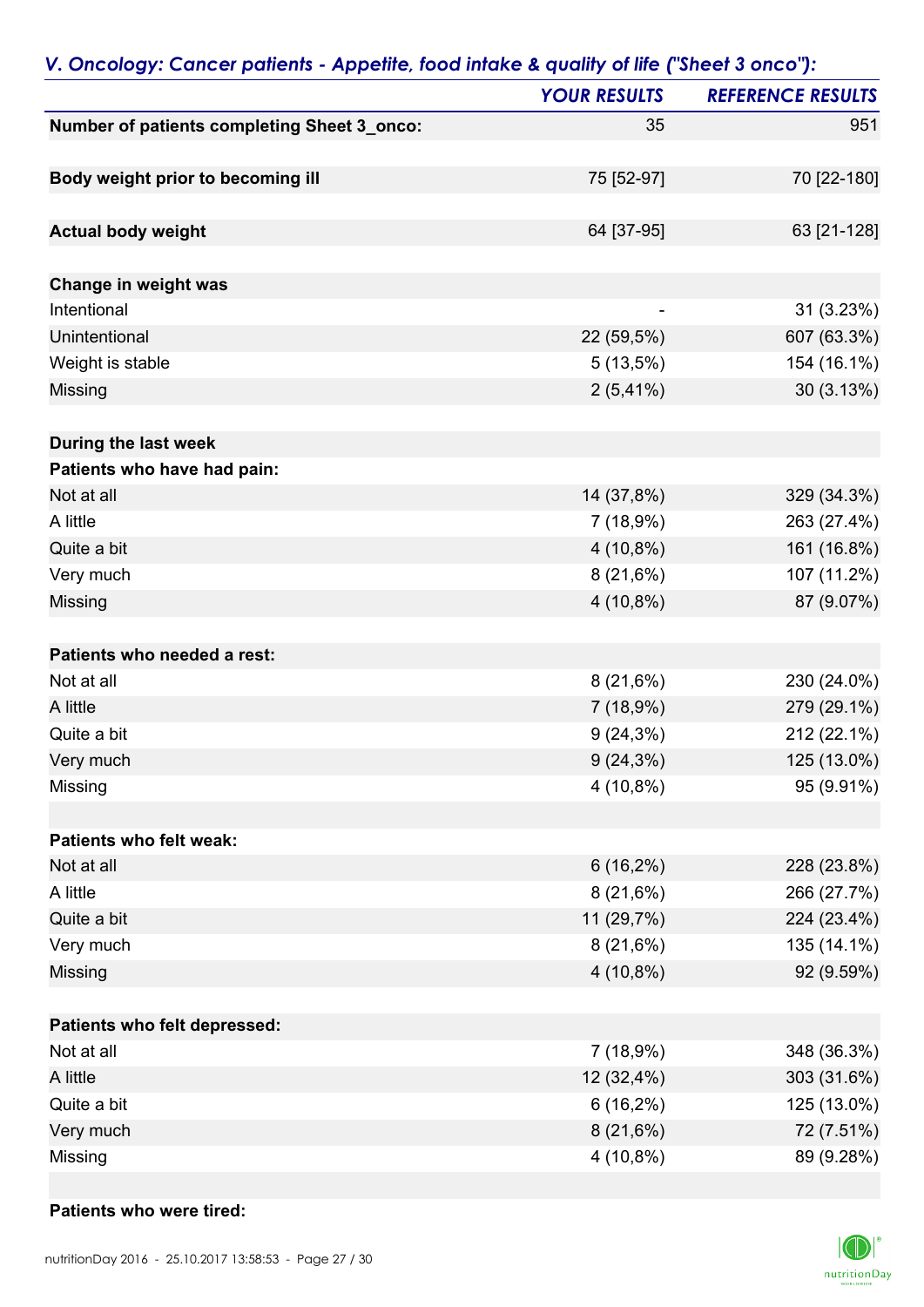## V. Oncology: Cancer patients - Appetite, food intake & quality of life ("Sheet 3 onco"):

| | YOUR RESULTS | REFERENCE RESULTS |
|---|---|---|
| **Number of patients completing Sheet 3_onco:** | 35 | 951 |
| | | |
| **Body weight prior to becoming ill** | 75 [52-97] | 70 [22-180] |
| | | |
| **Actual body weight** | 64 [37-95] | 63 [21-128] |
| | | |
| **Change in weight was** | | |
| Intentional | - | 31 (3.23%) |
| Unintentional | 22 (59,5%) | 607 (63.3%) |
| Weight is stable | 5 (13,5%) | 154 (16.1%) |
| Missing | 2 (5,41%) | 30 (3.13%) |
| | | |
| **During the last week** | | |
| **Patients who have had pain:** | | |
| Not at all | 14 (37,8%) | 329 (34.3%) |
| A little | 7 (18,9%) | 263 (27.4%) |
| Quite a bit | 4 (10,8%) | 161 (16.8%) |
| Very much | 8 (21,6%) | 107 (11.2%) |
| Missing | 4 (10,8%) | 87 (9.07%) |
| | | |
| **Patients who needed a rest:** | | |
| Not at all | 8 (21,6%) | 230 (24.0%) |
| A little | 7 (18,9%) | 279 (29.1%) |
| Quite a bit | 9 (24,3%) | 212 (22.1%) |
| Very much | 9 (24,3%) | 125 (13.0%) |
| Missing | 4 (10,8%) | 95 (9.91%) |
| | | |
| **Patients who felt weak:** | | |
| Not at all | 6 (16,2%) | 228 (23.8%) |
| A little | 8 (21,6%) | 266 (27.7%) |
| Quite a bit | 11 (29,7%) | 224 (23.4%) |
| Very much | 8 (21,6%) | 135 (14.1%) |
| Missing | 4 (10,8%) | 92 (9.59%) |
| | | |
| **Patients who felt depressed:** | | |
| Not at all | 7 (18,9%) | 348 (36.3%) |
| A little | 12 (32,4%) | 303 (31.6%) |
| Quite a bit | 6 (16,2%) | 125 (13.0%) |
| Very much | 8 (21,6%) | 72 (7.51%) |
| Missing | 4 (10,8%) | 89 (9.28%) |
| | | |
| **Patients who were tired:** | | |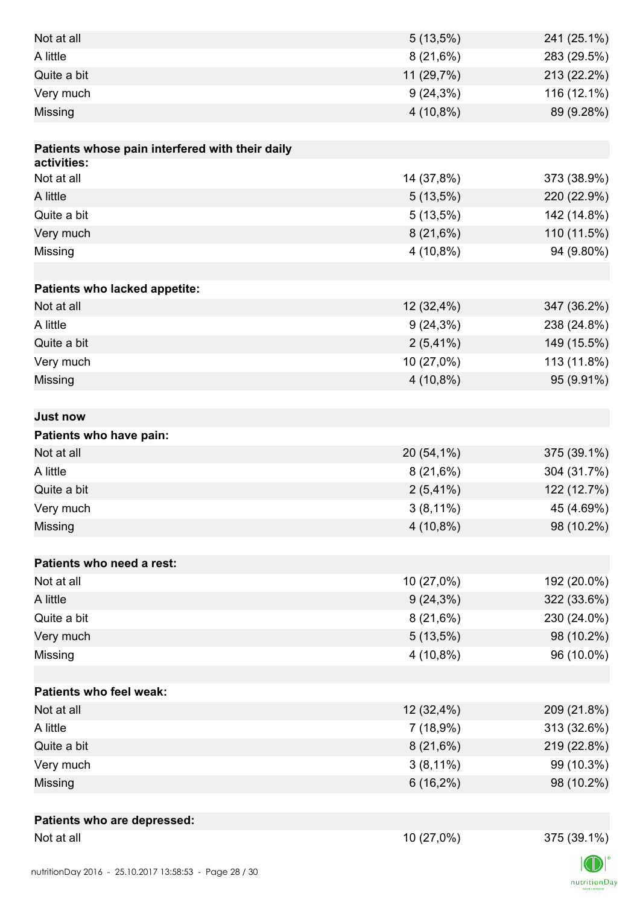| | | |
|---|---|---|
| Not at all | 5 (13,5%) | 241 (25.1%) |
| A little | 8 (21,6%) | 283 (29.5%) |
| Quite a bit | 11 (29,7%) | 213 (22.2%) |
| Very much | 9 (24,3%) | 116 (12.1%) |
| Missing | 4 (10,8%) | 89 (9.28%) |
| | | |
| **Patients whose pain interfered with their daily activities:** | | |
| Not at all | 14 (37,8%) | 373 (38.9%) |
| A little | 5 (13,5%) | 220 (22.9%) |
| Quite a bit | 5 (13,5%) | 142 (14.8%) |
| Very much | 8 (21,6%) | 110 (11.5%) |
| Missing | 4 (10,8%) | 94 (9.80%) |
| | | |
| **Patients who lacked appetite:** | | |
| Not at all | 12 (32,4%) | 347 (36.2%) |
| A little | 9 (24,3%) | 238 (24.8%) |
| Quite a bit | 2 (5,41%) | 149 (15.5%) |
| Very much | 10 (27,0%) | 113 (11.8%) |
| Missing | 4 (10,8%) | 95 (9.91%) |
| | | |
| **Just now** | | |
| **Patients who have pain:** | | |
| Not at all | 20 (54,1%) | 375 (39.1%) |
| A little | 8 (21,6%) | 304 (31.7%) |
| Quite a bit | 2 (5,41%) | 122 (12.7%) |
| Very much | 3 (8,11%) | 45 (4.69%) |
| Missing | 4 (10,8%) | 98 (10.2%) |
| | | |
| **Patients who need a rest:** | | |
| Not at all | 10 (27,0%) | 192 (20.0%) |
| A little | 9 (24,3%) | 322 (33.6%) |
| Quite a bit | 8 (21,6%) | 230 (24.0%) |
| Very much | 5 (13,5%) | 98 (10.2%) |
| Missing | 4 (10,8%) | 96 (10.0%) |
| | | |
| **Patients who feel weak:** | | |
| Not at all | 12 (32,4%) | 209 (21.8%) |
| A little | 7 (18,9%) | 313 (32.6%) |
| Quite a bit | 8 (21,6%) | 219 (22.8%) |
| Very much | 3 (8,11%) | 99 (10.3%) |
| Missing | 6 (16,2%) | 98 (10.2%) |
| | | |
| **Patients who are depressed:** | | |
| Not at all | 10 (27,0%) | 375 (39.1%) |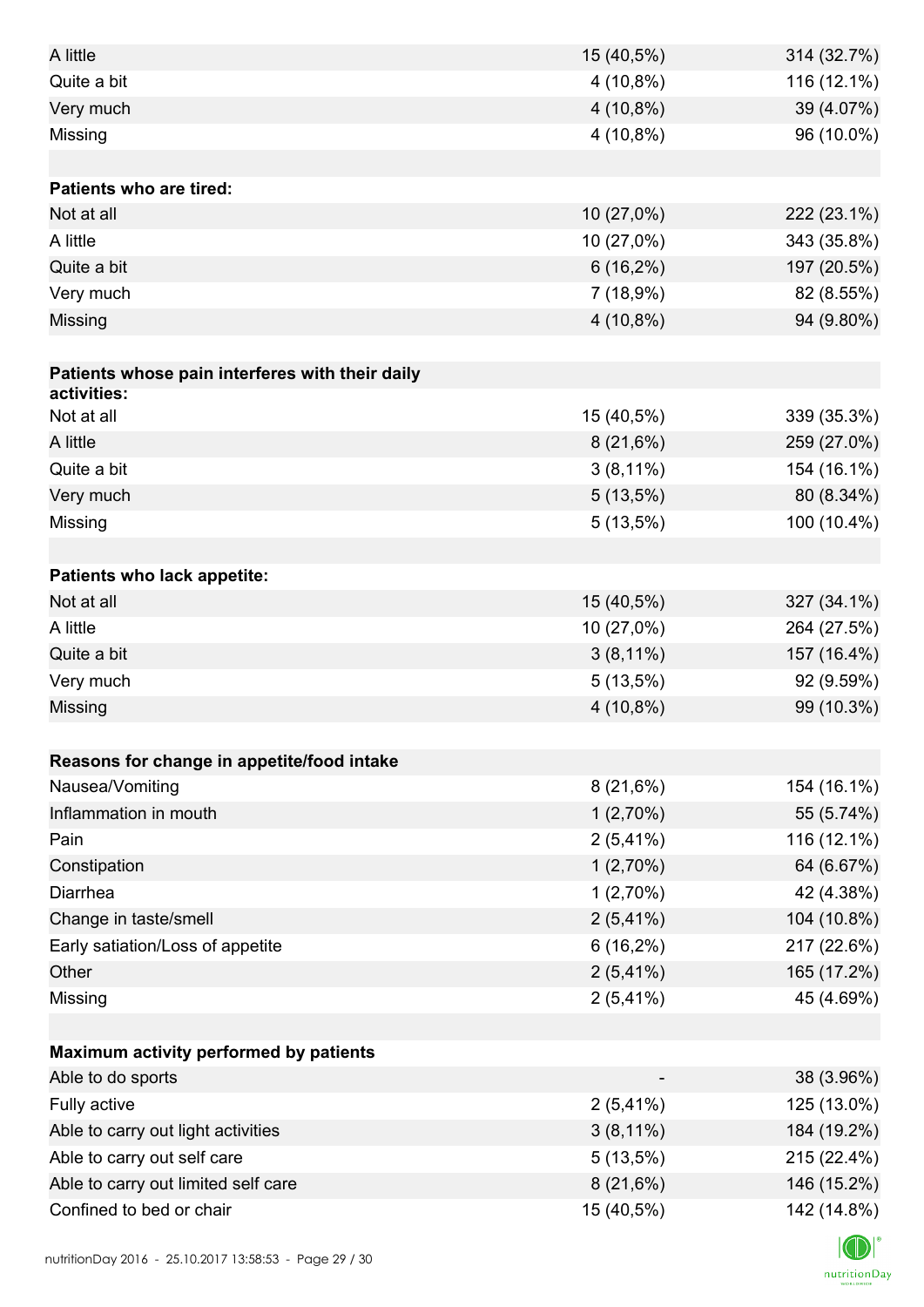| | | |
|---|---|---|
| A little | 15 (40,5%) | 314 (32.7%) |
| Quite a bit | 4 (10,8%) | 116 (12.1%) |
| Very much | 4 (10,8%) | 39 (4.07%) |
| Missing | 4 (10,8%) | 96 (10.0%) |
| | | |
| **Patients who are tired:** | | |
| Not at all | 10 (27,0%) | 222 (23.1%) |
| A little | 10 (27,0%) | 343 (35.8%) |
| Quite a bit | 6 (16,2%) | 197 (20.5%) |
| Very much | 7 (18,9%) | 82 (8.55%) |
| Missing | 4 (10,8%) | 94 (9.80%) |
| | | |
| **Patients whose pain interferes with their daily activities:** | | |
| Not at all | 15 (40,5%) | 339 (35.3%) |
| A little | 8 (21,6%) | 259 (27.0%) |
| Quite a bit | 3 (8,11%) | 154 (16.1%) |
| Very much | 5 (13,5%) | 80 (8.34%) |
| Missing | 5 (13,5%) | 100 (10.4%) |
| | | |
| **Patients who lack appetite:** | | |
| Not at all | 15 (40,5%) | 327 (34.1%) |
| A little | 10 (27,0%) | 264 (27.5%) |
| Quite a bit | 3 (8,11%) | 157 (16.4%) |
| Very much | 5 (13,5%) | 92 (9.59%) |
| Missing | 4 (10,8%) | 99 (10.3%) |
| | | |
| **Reasons for change in appetite/food intake** | | |
| Nausea/Vomiting | 8 (21,6%) | 154 (16.1%) |
| Inflammation in mouth | 1 (2,70%) | 55 (5.74%) |
| Pain | 2 (5,41%) | 116 (12.1%) |
| Constipation | 1 (2,70%) | 64 (6.67%) |
| Diarrhea | 1 (2,70%) | 42 (4.38%) |
| Change in taste/smell | 2 (5,41%) | 104 (10.8%) |
| Early satiation/Loss of appetite | 6 (16,2%) | 217 (22.6%) |
| Other | 2 (5,41%) | 165 (17.2%) |
| Missing | 2 (5,41%) | 45 (4.69%) |
| | | |
| **Maximum activity performed by patients** | | |
| Able to do sports | - | 38 (3.96%) |
| Fully active | 2 (5,41%) | 125 (13.0%) |
| Able to carry out light activities | 3 (8,11%) | 184 (19.2%) |
| Able to carry out self care | 5 (13,5%) | 215 (22.4%) |
| Able to carry out limited self care | 8 (21,6%) | 146 (15.2%) |
| Confined to bed or chair | 15 (40,5%) | 142 (14.8%) |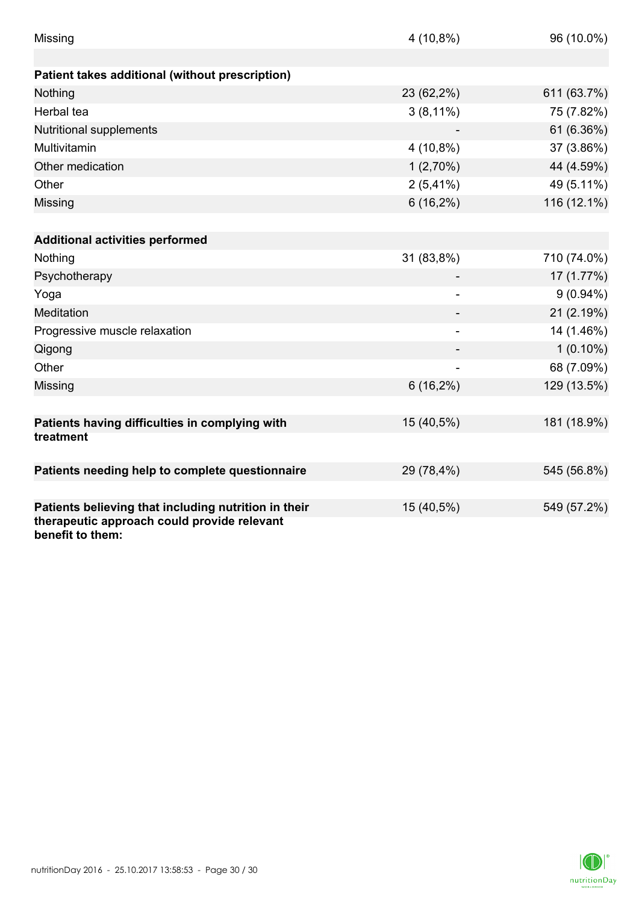| | | |
|---|---|---|
| Missing | 4 (10,8%) | 96 (10.0%) |
| | | |
| **Patient takes additional (without prescription)** | | |
| Nothing | 23 (62,2%) | 611 (63.7%) |
| Herbal tea | 3 (8,11%) | 75 (7.82%) |
| Nutritional supplements | - | 61 (6.36%) |
| Multivitamin | 4 (10,8%) | 37 (3.86%) |
| Other medication | 1 (2,70%) | 44 (4.59%) |
| Other | 2 (5,41%) | 49 (5.11%) |
| Missing | 6 (16,2%) | 116 (12.1%) |
| | | |
| **Additional activities performed** | | |
| Nothing | 31 (83,8%) | 710 (74.0%) |
| Psychotherapy | - | 17 (1.77%) |
| Yoga | - | 9 (0.94%) |
| Meditation | - | 21 (2.19%) |
| Progressive muscle relaxation | - | 14 (1.46%) |
| Qigong | - | 1 (0.10%) |
| Other | - | 68 (7.09%) |
| Missing | 6 (16,2%) | 129 (13.5%) |
| | | |
| **Patients having difficulties in complying with treatment** | 15 (40,5%) | 181 (18.9%) |
| | | |
| **Patients needing help to complete questionnaire** | 29 (78,4%) | 545 (56.8%) |
| | | |
| **Patients believing that including nutrition in their therapeutic approach could provide relevant benefit to them:** | 15 (40,5%) | 549 (57.2%) |